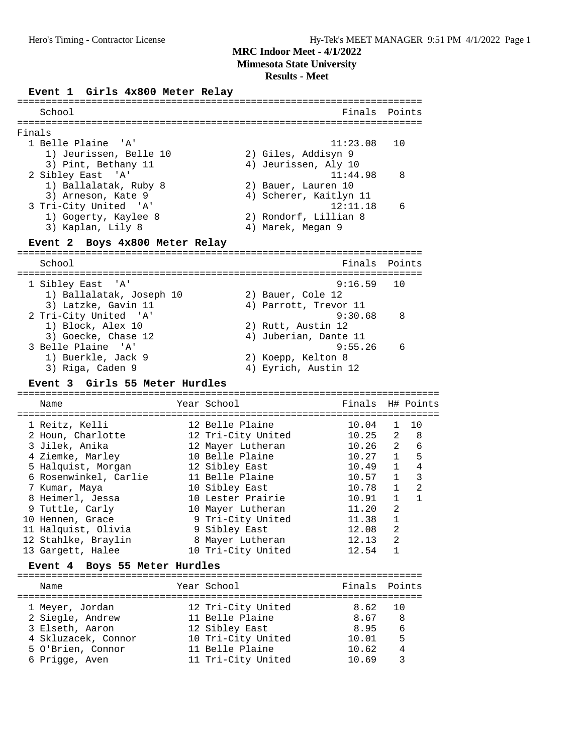# MRC Indoor Meet - 4/1/2022

## Minnesota State University

## Results - Meet

### Event 1 Girls 4x800 Meter Relay

| | School | Finals | Points |
|---|---|---|---|
| **Finals** | | | |
| 1 | Belle Plaine 'A' | 11:23.08 | 10 |
| | 1) Jeurissen, Belle 10; 2) Giles, Addisyn 9; 3) Pint, Bethany 11; 4) Jeurissen, Aly 10 | | |
| 2 | Sibley East 'A' | 11:44.98 | 8 |
| | 1) Ballalatak, Ruby 8; 2) Bauer, Lauren 10; 3) Arneson, Kate 9; 4) Scherer, Kaitlyn 11 | | |
| 3 | Tri-City United 'A' | 12:11.18 | 6 |
| | 1) Gogerty, Kaylee 8; 2) Rondorf, Lillian 8; 3) Kaplan, Lily 8; 4) Marek, Megan 9 | | |

### Event 2 Boys 4x800 Meter Relay

| | School | Finals | Points |
|---|---|---|---|
| 1 | Sibley East 'A' | 9:16.59 | 10 |
| | 1) Ballalatak, Joseph 10; 2) Bauer, Cole 12; 3) Latzke, Gavin 11; 4) Parrott, Trevor 11 | | |
| 2 | Tri-City United 'A' | 9:30.68 | 8 |
| | 1) Block, Alex 10; 2) Rutt, Austin 12; 3) Goecke, Chase 12; 4) Juberian, Dante 11 | | |
| 3 | Belle Plaine 'A' | 9:55.26 | 6 |
| | 1) Buerkle, Jack 9; 2) Koepp, Kelton 8; 3) Riga, Caden 9; 4) Eyrich, Austin 12 | | |

### Event 3 Girls 55 Meter Hurdles

| | Name | Year | School | Finals | H# | Points |
|---|---|---|---|---|---|---|
| 1 | Reitz, Kelli | 12 | Belle Plaine | 10.04 | 1 | 10 |
| 2 | Houn, Charlotte | 12 | Tri-City United | 10.25 | 2 | 8 |
| 3 | Jilek, Anika | 12 | Mayer Lutheran | 10.26 | 2 | 6 |
| 4 | Ziemke, Marley | 10 | Belle Plaine | 10.27 | 1 | 5 |
| 5 | Halquist, Morgan | 12 | Sibley East | 10.49 | 1 | 4 |
| 6 | Rosenwinkel, Carlie | 11 | Belle Plaine | 10.57 | 1 | 3 |
| 7 | Kumar, Maya | 10 | Sibley East | 10.78 | 1 | 2 |
| 8 | Heimerl, Jessa | 10 | Lester Prairie | 10.91 | 1 | 1 |
| 9 | Tuttle, Carly | 10 | Mayer Lutheran | 11.20 | 2 | |
| 10 | Hennen, Grace | 9 | Tri-City United | 11.38 | 1 | |
| 11 | Halquist, Olivia | 9 | Sibley East | 12.08 | 2 | |
| 12 | Stahlke, Braylin | 8 | Mayer Lutheran | 12.13 | 2 | |
| 13 | Gargett, Halee | 10 | Tri-City United | 12.54 | 1 | |

### Event 4 Boys 55 Meter Hurdles

| | Name | Year | School | Finals | Points |
|---|---|---|---|---|---|
| 1 | Meyer, Jordan | 12 | Tri-City United | 8.62 | 10 |
| 2 | Siegle, Andrew | 11 | Belle Plaine | 8.67 | 8 |
| 3 | Elseth, Aaron | 12 | Sibley East | 8.95 | 6 |
| 4 | Skluzacek, Connor | 10 | Tri-City United | 10.01 | 5 |
| 5 | O'Brien, Connor | 11 | Belle Plaine | 10.62 | 4 |
| 6 | Prigge, Aven | 11 | Tri-City United | 10.69 | 3 |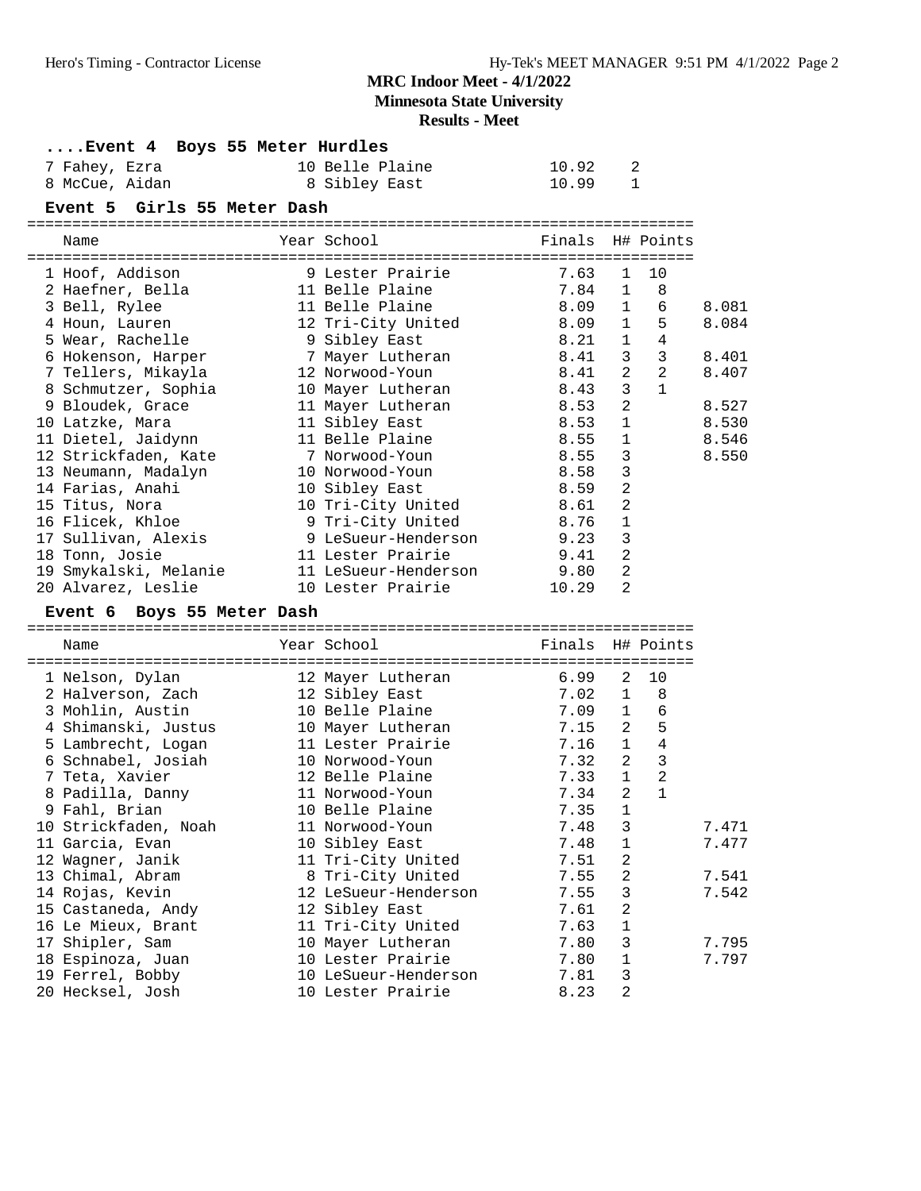**MRC Indoor Meet - 4/1/2022**
**Minnesota State University**
**Results - Meet**

### ....Event 4 Boys 55 Meter Hurdles

| Place | Name | Year | School | Finals | H# | Points | |
|---|---|---|---|---|---|---|---|
| 7 | Fahey, Ezra | 10 | Belle Plaine | 10.92 | 2 | | |
| 8 | McCue, Aidan | 8 | Sibley East | 10.99 | 1 | | |

### Event 5 Girls 55 Meter Dash

| Place | Name | Year | School | Finals | H# | Points | |
|---|---|---|---|---|---|---|---|
| 1 | Hoof, Addison | 9 | Lester Prairie | 7.63 | 1 | 10 | |
| 2 | Haefner, Bella | 11 | Belle Plaine | 7.84 | 1 | 8 | |
| 3 | Bell, Rylee | 11 | Belle Plaine | 8.09 | 1 | 6 | 8.081 |
| 4 | Houn, Lauren | 12 | Tri-City United | 8.09 | 1 | 5 | 8.084 |
| 5 | Wear, Rachelle | 9 | Sibley East | 8.21 | 1 | 4 | |
| 6 | Hokenson, Harper | 7 | Mayer Lutheran | 8.41 | 3 | 3 | 8.401 |
| 7 | Tellers, Mikayla | 12 | Norwood-Youn | 8.41 | 2 | 2 | 8.407 |
| 8 | Schmutzer, Sophia | 10 | Mayer Lutheran | 8.43 | 3 | 1 | |
| 9 | Bloudek, Grace | 11 | Mayer Lutheran | 8.53 | 2 | | 8.527 |
| 10 | Latzke, Mara | 11 | Sibley East | 8.53 | 1 | | 8.530 |
| 11 | Dietel, Jaidynn | 11 | Belle Plaine | 8.55 | 1 | | 8.546 |
| 12 | Strickfaden, Kate | 7 | Norwood-Youn | 8.55 | 3 | | 8.550 |
| 13 | Neumann, Madalyn | 10 | Norwood-Youn | 8.58 | 3 | | |
| 14 | Farias, Anahi | 10 | Sibley East | 8.59 | 2 | | |
| 15 | Titus, Nora | 10 | Tri-City United | 8.61 | 2 | | |
| 16 | Flicek, Khloe | 9 | Tri-City United | 8.76 | 1 | | |
| 17 | Sullivan, Alexis | 9 | LeSueur-Henderson | 9.23 | 3 | | |
| 18 | Tonn, Josie | 11 | Lester Prairie | 9.41 | 2 | | |
| 19 | Smykalski, Melanie | 11 | LeSueur-Henderson | 9.80 | 2 | | |
| 20 | Alvarez, Leslie | 10 | Lester Prairie | 10.29 | 2 | | |

### Event 6 Boys 55 Meter Dash

| Place | Name | Year | School | Finals | H# | Points | |
|---|---|---|---|---|---|---|---|
| 1 | Nelson, Dylan | 12 | Mayer Lutheran | 6.99 | 2 | 10 | |
| 2 | Halverson, Zach | 12 | Sibley East | 7.02 | 1 | 8 | |
| 3 | Mohlin, Austin | 10 | Belle Plaine | 7.09 | 1 | 6 | |
| 4 | Shimanski, Justus | 10 | Mayer Lutheran | 7.15 | 2 | 5 | |
| 5 | Lambrecht, Logan | 11 | Lester Prairie | 7.16 | 1 | 4 | |
| 6 | Schnabel, Josiah | 10 | Norwood-Youn | 7.32 | 2 | 3 | |
| 7 | Teta, Xavier | 12 | Belle Plaine | 7.33 | 1 | 2 | |
| 8 | Padilla, Danny | 11 | Norwood-Youn | 7.34 | 2 | 1 | |
| 9 | Fahl, Brian | 10 | Belle Plaine | 7.35 | 1 | | |
| 10 | Strickfaden, Noah | 11 | Norwood-Youn | 7.48 | 3 | | 7.471 |
| 11 | Garcia, Evan | 10 | Sibley East | 7.48 | 1 | | 7.477 |
| 12 | Wagner, Janik | 11 | Tri-City United | 7.51 | 2 | | |
| 13 | Chimal, Abram | 8 | Tri-City United | 7.55 | 2 | | 7.541 |
| 14 | Rojas, Kevin | 12 | LeSueur-Henderson | 7.55 | 3 | | 7.542 |
| 15 | Castaneda, Andy | 12 | Sibley East | 7.61 | 2 | | |
| 16 | Le Mieux, Brant | 11 | Tri-City United | 7.63 | 1 | | |
| 17 | Shipler, Sam | 10 | Mayer Lutheran | 7.80 | 3 | | 7.795 |
| 18 | Espinoza, Juan | 10 | Lester Prairie | 7.80 | 1 | | 7.797 |
| 19 | Ferrel, Bobby | 10 | LeSueur-Henderson | 7.81 | 3 | | |
| 20 | Hecksel, Josh | 10 | Lester Prairie | 8.23 | 2 | | |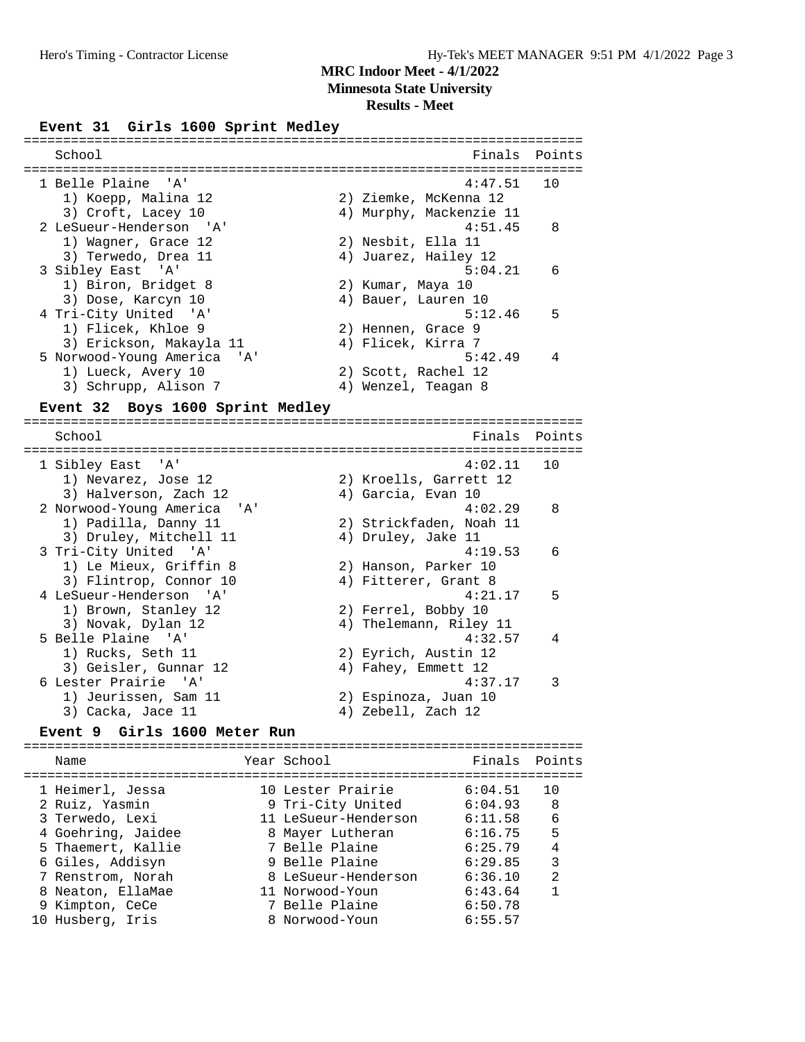**MRC Indoor Meet - 4/1/2022**
**Minnesota State University**
**Results - Meet**

## Event 31 Girls 1600 Sprint Medley

| Place | School | Finals | Points |
|---|---|---|---|
| 1 | Belle Plaine 'A' | 4:47.51 | 10 |
| | 1) Koepp, Malina 12; 2) Ziemke, McKenna 12; 3) Croft, Lacey 10; 4) Murphy, Mackenzie 11 | | |
| 2 | LeSueur-Henderson 'A' | 4:51.45 | 8 |
| | 1) Wagner, Grace 12; 2) Nesbit, Ella 11; 3) Terwedo, Drea 11; 4) Juarez, Hailey 12 | | |
| 3 | Sibley East 'A' | 5:04.21 | 6 |
| | 1) Biron, Bridget 8; 2) Kumar, Maya 10; 3) Dose, Karcyn 10; 4) Bauer, Lauren 10 | | |
| 4 | Tri-City United 'A' | 5:12.46 | 5 |
| | 1) Flicek, Khloe 9; 2) Hennen, Grace 9; 3) Erickson, Makayla 11; 4) Flicek, Kirra 7 | | |
| 5 | Norwood-Young America 'A' | 5:42.49 | 4 |
| | 1) Lueck, Avery 10; 2) Scott, Rachel 12; 3) Schrupp, Alison 7; 4) Wenzel, Teagan 8 | | |

## Event 32 Boys 1600 Sprint Medley

| Place | School | Finals | Points |
|---|---|---|---|
| 1 | Sibley East 'A' | 4:02.11 | 10 |
| | 1) Nevarez, Jose 12; 2) Kroells, Garrett 12; 3) Halverson, Zach 12; 4) Garcia, Evan 10 | | |
| 2 | Norwood-Young America 'A' | 4:02.29 | 8 |
| | 1) Padilla, Danny 11; 2) Strickfaden, Noah 11; 3) Druley, Mitchell 11; 4) Druley, Jake 11 | | |
| 3 | Tri-City United 'A' | 4:19.53 | 6 |
| | 1) Le Mieux, Griffin 8; 2) Hanson, Parker 10; 3) Flintrop, Connor 10; 4) Fitterer, Grant 8 | | |
| 4 | LeSueur-Henderson 'A' | 4:21.17 | 5 |
| | 1) Brown, Stanley 12; 2) Ferrel, Bobby 10; 3) Novak, Dylan 12; 4) Thelemann, Riley 11 | | |
| 5 | Belle Plaine 'A' | 4:32.57 | 4 |
| | 1) Rucks, Seth 11; 2) Eyrich, Austin 12; 3) Geisler, Gunnar 12; 4) Fahey, Emmett 12 | | |
| 6 | Lester Prairie 'A' | 4:37.17 | 3 |
| | 1) Jeurissen, Sam 11; 2) Espinoza, Juan 10; 3) Cacka, Jace 11; 4) Zebell, Zach 12 | | |

## Event 9 Girls 1600 Meter Run

| Place | Name | Year | School | Finals | Points |
|---|---|---|---|---|---|
| 1 | Heimerl, Jessa | 10 | Lester Prairie | 6:04.51 | 10 |
| 2 | Ruiz, Yasmin | 9 | Tri-City United | 6:04.93 | 8 |
| 3 | Terwedo, Lexi | 11 | LeSueur-Henderson | 6:11.58 | 6 |
| 4 | Goehring, Jaidee | 8 | Mayer Lutheran | 6:16.75 | 5 |
| 5 | Thaemert, Kallie | 7 | Belle Plaine | 6:25.79 | 4 |
| 6 | Giles, Addisyn | 9 | Belle Plaine | 6:29.85 | 3 |
| 7 | Renstrom, Norah | 8 | LeSueur-Henderson | 6:36.10 | 2 |
| 8 | Neaton, EllaMae | 11 | Norwood-Youn | 6:43.64 | 1 |
| 9 | Kimpton, CeCe | 7 | Belle Plaine | 6:50.78 | |
| 10 | Husberg, Iris | 8 | Norwood-Youn | 6:55.57 | |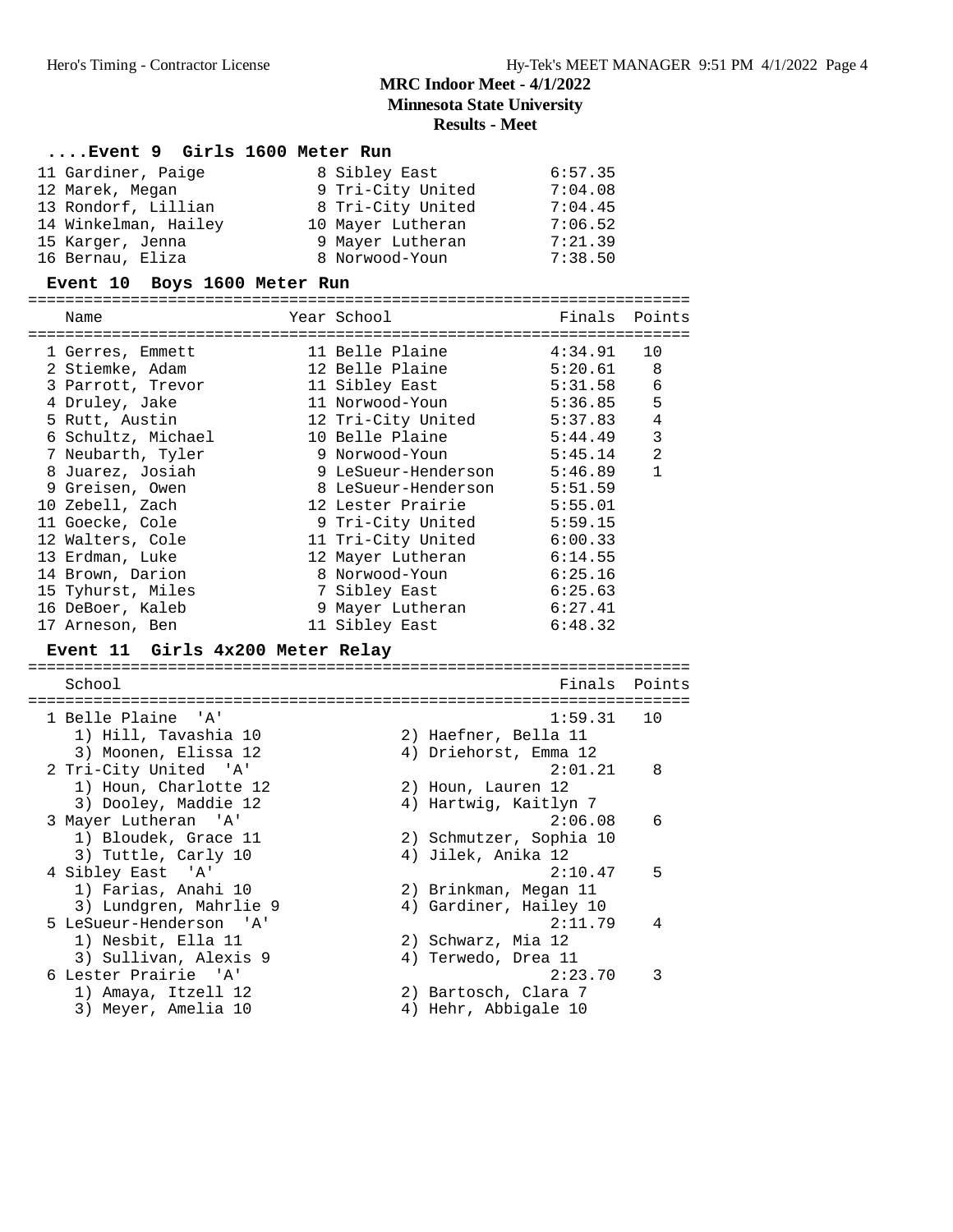## MRC Indoor Meet - 4/1/2022
## Minnesota State University
## Results - Meet

### ....Event 9 Girls 1600 Meter Run

| Place | Name | Year | School | Finals |
|---|---|---|---|---|
| 11 | Gardiner, Paige | 8 | Sibley East | 6:57.35 |
| 12 | Marek, Megan | 9 | Tri-City United | 7:04.08 |
| 13 | Rondorf, Lillian | 8 | Tri-City United | 7:04.45 |
| 14 | Winkelman, Hailey | 10 | Mayer Lutheran | 7:06.52 |
| 15 | Karger, Jenna | 9 | Mayer Lutheran | 7:21.39 |
| 16 | Bernau, Eliza | 8 | Norwood-Youn | 7:38.50 |

### Event 10 Boys 1600 Meter Run

| Place | Name | Year | School | Finals | Points |
|---|---|---|---|---|---|
| 1 | Gerres, Emmett | 11 | Belle Plaine | 4:34.91 | 10 |
| 2 | Stiemke, Adam | 12 | Belle Plaine | 5:20.61 | 8 |
| 3 | Parrott, Trevor | 11 | Sibley East | 5:31.58 | 6 |
| 4 | Druley, Jake | 11 | Norwood-Youn | 5:36.85 | 5 |
| 5 | Rutt, Austin | 12 | Tri-City United | 5:37.83 | 4 |
| 6 | Schultz, Michael | 10 | Belle Plaine | 5:44.49 | 3 |
| 7 | Neubarth, Tyler | 9 | Norwood-Youn | 5:45.14 | 2 |
| 8 | Juarez, Josiah | 9 | LeSueur-Henderson | 5:46.89 | 1 |
| 9 | Greisen, Owen | 8 | LeSueur-Henderson | 5:51.59 | |
| 10 | Zebell, Zach | 12 | Lester Prairie | 5:55.01 | |
| 11 | Goecke, Cole | 9 | Tri-City United | 5:59.15 | |
| 12 | Walters, Cole | 11 | Tri-City United | 6:00.33 | |
| 13 | Erdman, Luke | 12 | Mayer Lutheran | 6:14.55 | |
| 14 | Brown, Darion | 8 | Norwood-Youn | 6:25.16 | |
| 15 | Tyhurst, Miles | 7 | Sibley East | 6:25.63 | |
| 16 | DeBoer, Kaleb | 9 | Mayer Lutheran | 6:27.41 | |
| 17 | Arneson, Ben | 11 | Sibley East | 6:48.32 | |

### Event 11 Girls 4x200 Meter Relay

| Place | School | Finals | Points |
|---|---|---|---|
| 1 | Belle Plaine 'A' | 1:59.31 | 10 |
| | 1) Hill, Tavashia 10; 2) Haefner, Bella 11; 3) Moonen, Elissa 12; 4) Driehorst, Emma 12 | | |
| 2 | Tri-City United 'A' | 2:01.21 | 8 |
| | 1) Houn, Charlotte 12; 2) Houn, Lauren 12; 3) Dooley, Maddie 12; 4) Hartwig, Kaitlyn 7 | | |
| 3 | Mayer Lutheran 'A' | 2:06.08 | 6 |
| | 1) Bloudek, Grace 11; 2) Schmutzer, Sophia 10; 3) Tuttle, Carly 10; 4) Jilek, Anika 12 | | |
| 4 | Sibley East 'A' | 2:10.47 | 5 |
| | 1) Farias, Anahi 10; 2) Brinkman, Megan 11; 3) Lundgren, Mahrlie 9; 4) Gardiner, Hailey 10 | | |
| 5 | LeSueur-Henderson 'A' | 2:11.79 | 4 |
| | 1) Nesbit, Ella 11; 2) Schwarz, Mia 12; 3) Sullivan, Alexis 9; 4) Terwedo, Drea 11 | | |
| 6 | Lester Prairie 'A' | 2:23.70 | 3 |
| | 1) Amaya, Itzell 12; 2) Bartosch, Clara 7; 3) Meyer, Amelia 10; 4) Hehr, Abbigale 10 | | |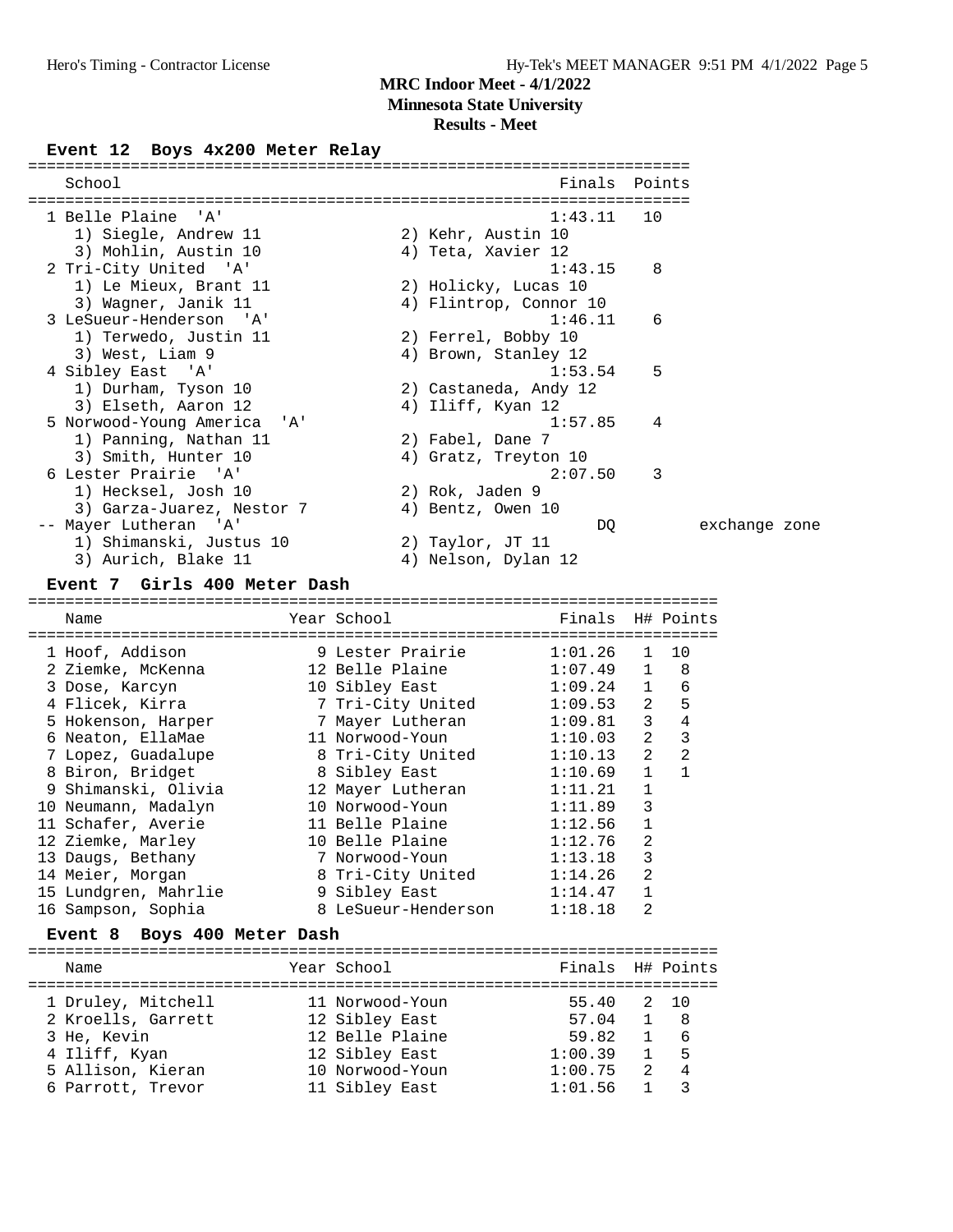# MRC Indoor Meet - 4/1/2022
## Minnesota State University
## Results - Meet

### Event 12 Boys 4x200 Meter Relay

| Place | School | Finals | Points | |
|---|---|---|---|---|
| 1 | Belle Plaine 'A' | 1:43.11 | 10 | |
| | 1) Siegle, Andrew 11; 2) Kehr, Austin 10; 3) Mohlin, Austin 10; 4) Teta, Xavier 12 | | | |
| 2 | Tri-City United 'A' | 1:43.15 | 8 | |
| | 1) Le Mieux, Brant 11; 2) Holicky, Lucas 10; 3) Wagner, Janik 11; 4) Flintrop, Connor 10 | | | |
| 3 | LeSueur-Henderson 'A' | 1:46.11 | 6 | |
| | 1) Terwedo, Justin 11; 2) Ferrel, Bobby 10; 3) West, Liam 9; 4) Brown, Stanley 12 | | | |
| 4 | Sibley East 'A' | 1:53.54 | 5 | |
| | 1) Durham, Tyson 10; 2) Castaneda, Andy 12; 3) Elseth, Aaron 12; 4) Iliff, Kyan 12 | | | |
| 5 | Norwood-Young America 'A' | 1:57.85 | 4 | |
| | 1) Panning, Nathan 11; 2) Fabel, Dane 7; 3) Smith, Hunter 10; 4) Gratz, Treyton 10 | | | |
| 6 | Lester Prairie 'A' | 2:07.50 | 3 | |
| | 1) Hecksel, Josh 10; 2) Rok, Jaden 9; 3) Garza-Juarez, Nestor 7; 4) Bentz, Owen 10 | | | |
| -- | Mayer Lutheran 'A' | DQ | | exchange zone |
| | 1) Shimanski, Justus 10; 2) Taylor, JT 11; 3) Aurich, Blake 11; 4) Nelson, Dylan 12 | | | |

### Event 7 Girls 400 Meter Dash

| Place | Name | Year | School | Finals | H# | Points |
|---|---|---|---|---|---|---|
| 1 | Hoof, Addison | 9 | Lester Prairie | 1:01.26 | 1 | 10 |
| 2 | Ziemke, McKenna | 12 | Belle Plaine | 1:07.49 | 1 | 8 |
| 3 | Dose, Karcyn | 10 | Sibley East | 1:09.24 | 1 | 6 |
| 4 | Flicek, Kirra | 7 | Tri-City United | 1:09.53 | 2 | 5 |
| 5 | Hokenson, Harper | 7 | Mayer Lutheran | 1:09.81 | 3 | 4 |
| 6 | Neaton, EllaMae | 11 | Norwood-Youn | 1:10.03 | 2 | 3 |
| 7 | Lopez, Guadalupe | 8 | Tri-City United | 1:10.13 | 2 | 2 |
| 8 | Biron, Bridget | 8 | Sibley East | 1:10.69 | 1 | 1 |
| 9 | Shimanski, Olivia | 12 | Mayer Lutheran | 1:11.21 | 1 | |
| 10 | Neumann, Madalyn | 10 | Norwood-Youn | 1:11.89 | 3 | |
| 11 | Schafer, Averie | 11 | Belle Plaine | 1:12.56 | 1 | |
| 12 | Ziemke, Marley | 10 | Belle Plaine | 1:12.76 | 2 | |
| 13 | Daugs, Bethany | 7 | Norwood-Youn | 1:13.18 | 3 | |
| 14 | Meier, Morgan | 8 | Tri-City United | 1:14.26 | 2 | |
| 15 | Lundgren, Mahrlie | 9 | Sibley East | 1:14.47 | 1 | |
| 16 | Sampson, Sophia | 8 | LeSueur-Henderson | 1:18.18 | 2 | |

### Event 8 Boys 400 Meter Dash

| Place | Name | Year | School | Finals | H# | Points |
|---|---|---|---|---|---|---|
| 1 | Druley, Mitchell | 11 | Norwood-Youn | 55.40 | 2 | 10 |
| 2 | Kroells, Garrett | 12 | Sibley East | 57.04 | 1 | 8 |
| 3 | He, Kevin | 12 | Belle Plaine | 59.82 | 1 | 6 |
| 4 | Iliff, Kyan | 12 | Sibley East | 1:00.39 | 1 | 5 |
| 5 | Allison, Kieran | 10 | Norwood-Youn | 1:00.75 | 2 | 4 |
| 6 | Parrott, Trevor | 11 | Sibley East | 1:01.56 | 1 | 3 |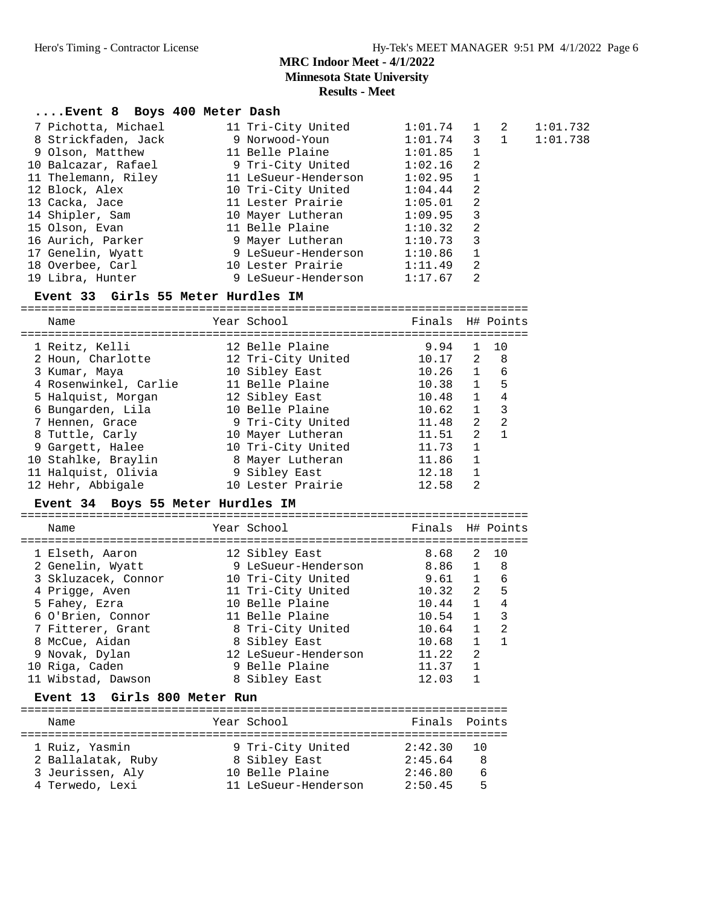# MRC Indoor Meet - 4/1/2022
## Minnesota State University
## Results - Meet

### ....Event 8 Boys 400 Meter Dash

| Place | Name | Year | School | Finals | H# | Points | |
|---|---|---|---|---|---|---|---|
| 7 | Pichotta, Michael | 11 | Tri-City United | 1:01.74 | 1 | 2 | 1:01.732 |
| 8 | Strickfaden, Jack | 9 | Norwood-Youn | 1:01.74 | 3 | 1 | 1:01.738 |
| 9 | Olson, Matthew | 11 | Belle Plaine | 1:01.85 | 1 | | |
| 10 | Balcazar, Rafael | 9 | Tri-City United | 1:02.16 | 2 | | |
| 11 | Thelemann, Riley | 11 | LeSueur-Henderson | 1:02.95 | 1 | | |
| 12 | Block, Alex | 10 | Tri-City United | 1:04.44 | 2 | | |
| 13 | Cacka, Jace | 11 | Lester Prairie | 1:05.01 | 2 | | |
| 14 | Shipler, Sam | 10 | Mayer Lutheran | 1:09.95 | 3 | | |
| 15 | Olson, Evan | 11 | Belle Plaine | 1:10.32 | 2 | | |
| 16 | Aurich, Parker | 9 | Mayer Lutheran | 1:10.73 | 3 | | |
| 17 | Genelin, Wyatt | 9 | LeSueur-Henderson | 1:10.86 | 1 | | |
| 18 | Overbee, Carl | 10 | Lester Prairie | 1:11.49 | 2 | | |
| 19 | Libra, Hunter | 9 | LeSueur-Henderson | 1:17.67 | 2 | | |

### Event 33 Girls 55 Meter Hurdles IM

| Place | Name | Year | School | Finals | H# | Points |
|---|---|---|---|---|---|---|
| 1 | Reitz, Kelli | 12 | Belle Plaine | 9.94 | 1 | 10 |
| 2 | Houn, Charlotte | 12 | Tri-City United | 10.17 | 2 | 8 |
| 3 | Kumar, Maya | 10 | Sibley East | 10.26 | 1 | 6 |
| 4 | Rosenwinkel, Carlie | 11 | Belle Plaine | 10.38 | 1 | 5 |
| 5 | Halquist, Morgan | 12 | Sibley East | 10.48 | 1 | 4 |
| 6 | Bungarden, Lila | 10 | Belle Plaine | 10.62 | 1 | 3 |
| 7 | Hennen, Grace | 9 | Tri-City United | 11.48 | 2 | 2 |
| 8 | Tuttle, Carly | 10 | Mayer Lutheran | 11.51 | 2 | 1 |
| 9 | Gargett, Halee | 10 | Tri-City United | 11.73 | 1 | |
| 10 | Stahlke, Braylin | 8 | Mayer Lutheran | 11.86 | 1 | |
| 11 | Halquist, Olivia | 9 | Sibley East | 12.18 | 1 | |
| 12 | Hehr, Abbigale | 10 | Lester Prairie | 12.58 | 2 | |

### Event 34 Boys 55 Meter Hurdles IM

| Place | Name | Year | School | Finals | H# | Points |
|---|---|---|---|---|---|---|
| 1 | Elseth, Aaron | 12 | Sibley East | 8.68 | 2 | 10 |
| 2 | Genelin, Wyatt | 9 | LeSueur-Henderson | 8.86 | 1 | 8 |
| 3 | Skluzacek, Connor | 10 | Tri-City United | 9.61 | 1 | 6 |
| 4 | Prigge, Aven | 11 | Tri-City United | 10.32 | 2 | 5 |
| 5 | Fahey, Ezra | 10 | Belle Plaine | 10.44 | 1 | 4 |
| 6 | O'Brien, Connor | 11 | Belle Plaine | 10.54 | 1 | 3 |
| 7 | Fitterer, Grant | 8 | Tri-City United | 10.64 | 1 | 2 |
| 8 | McCue, Aidan | 8 | Sibley East | 10.68 | 1 | 1 |
| 9 | Novak, Dylan | 12 | LeSueur-Henderson | 11.22 | 2 | |
| 10 | Riga, Caden | 9 | Belle Plaine | 11.37 | 1 | |
| 11 | Wibstad, Dawson | 8 | Sibley East | 12.03 | 1 | |

### Event 13 Girls 800 Meter Run

| Place | Name | Year | School | Finals | Points |
|---|---|---|---|---|---|
| 1 | Ruiz, Yasmin | 9 | Tri-City United | 2:42.30 | 10 |
| 2 | Ballalatak, Ruby | 8 | Sibley East | 2:45.64 | 8 |
| 3 | Jeurissen, Aly | 10 | Belle Plaine | 2:46.80 | 6 |
| 4 | Terwedo, Lexi | 11 | LeSueur-Henderson | 2:50.45 | 5 |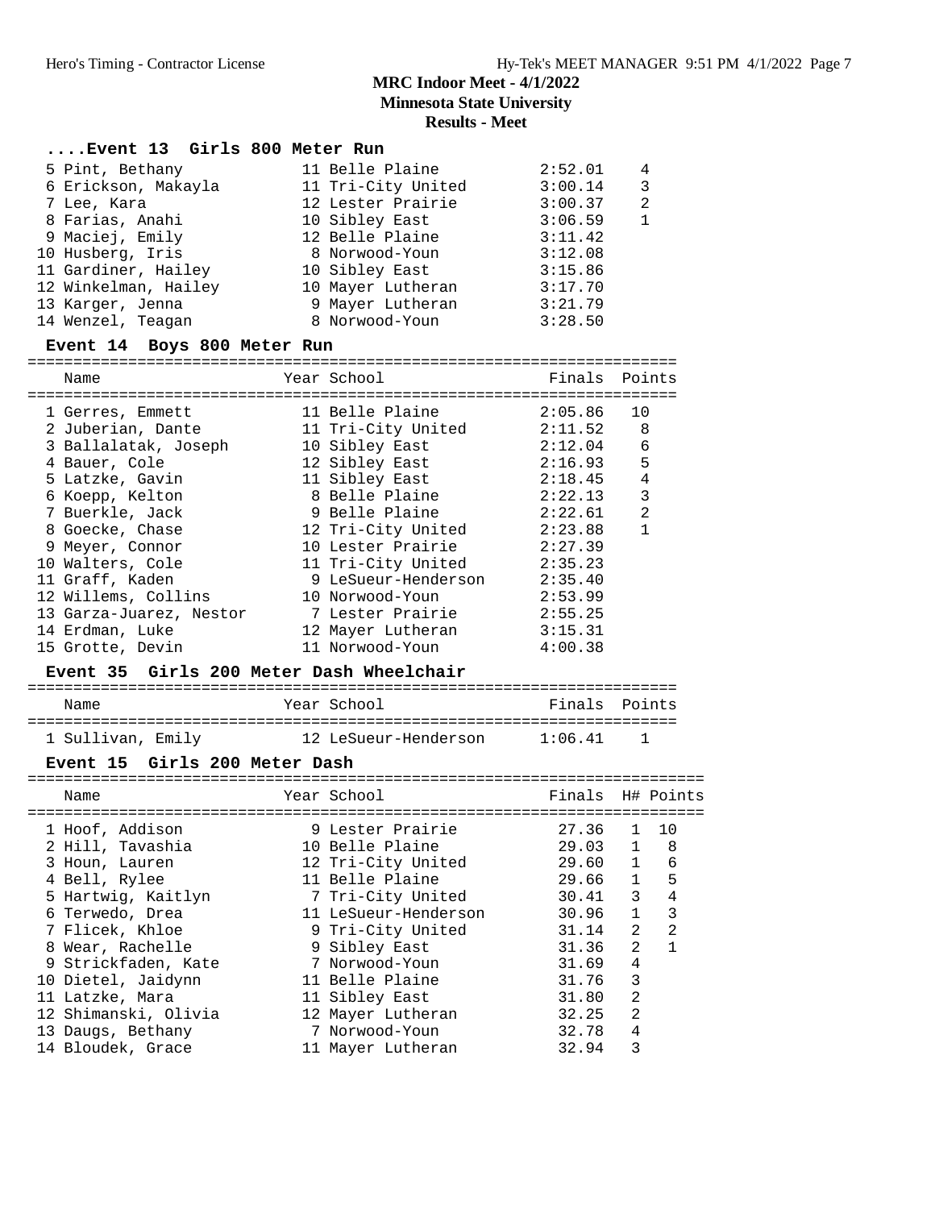**MRC Indoor Meet - 4/1/2022**
**Minnesota State University**
**Results - Meet**

### ....Event 13 Girls 800 Meter Run

| Place | Name | Year | School | Finals | Points |
|---|---|---|---|---|---|
| 5 | Pint, Bethany | 11 | Belle Plaine | 2:52.01 | 4 |
| 6 | Erickson, Makayla | 11 | Tri-City United | 3:00.14 | 3 |
| 7 | Lee, Kara | 12 | Lester Prairie | 3:00.37 | 2 |
| 8 | Farias, Anahi | 10 | Sibley East | 3:06.59 | 1 |
| 9 | Maciej, Emily | 12 | Belle Plaine | 3:11.42 | |
| 10 | Husberg, Iris | 8 | Norwood-Youn | 3:12.08 | |
| 11 | Gardiner, Hailey | 10 | Sibley East | 3:15.86 | |
| 12 | Winkelman, Hailey | 10 | Mayer Lutheran | 3:17.70 | |
| 13 | Karger, Jenna | 9 | Mayer Lutheran | 3:21.79 | |
| 14 | Wenzel, Teagan | 8 | Norwood-Youn | 3:28.50 | |

### Event 14 Boys 800 Meter Run

| Place | Name | Year | School | Finals | Points |
|---|---|---|---|---|---|
| 1 | Gerres, Emmett | 11 | Belle Plaine | 2:05.86 | 10 |
| 2 | Juberian, Dante | 11 | Tri-City United | 2:11.52 | 8 |
| 3 | Ballalatak, Joseph | 10 | Sibley East | 2:12.04 | 6 |
| 4 | Bauer, Cole | 12 | Sibley East | 2:16.93 | 5 |
| 5 | Latzke, Gavin | 11 | Sibley East | 2:18.45 | 4 |
| 6 | Koepp, Kelton | 8 | Belle Plaine | 2:22.13 | 3 |
| 7 | Buerkle, Jack | 9 | Belle Plaine | 2:22.61 | 2 |
| 8 | Goecke, Chase | 12 | Tri-City United | 2:23.88 | 1 |
| 9 | Meyer, Connor | 10 | Lester Prairie | 2:27.39 | |
| 10 | Walters, Cole | 11 | Tri-City United | 2:35.23 | |
| 11 | Graff, Kaden | 9 | LeSueur-Henderson | 2:35.40 | |
| 12 | Willems, Collins | 10 | Norwood-Youn | 2:53.99 | |
| 13 | Garza-Juarez, Nestor | 7 | Lester Prairie | 2:55.25 | |
| 14 | Erdman, Luke | 12 | Mayer Lutheran | 3:15.31 | |
| 15 | Grotte, Devin | 11 | Norwood-Youn | 4:00.38 | |

### Event 35 Girls 200 Meter Dash Wheelchair

| Place | Name | Year | School | Finals | Points |
|---|---|---|---|---|---|
| 1 | Sullivan, Emily | 12 | LeSueur-Henderson | 1:06.41 | 1 |

### Event 15 Girls 200 Meter Dash

| Place | Name | Year | School | Finals | H# | Points |
|---|---|---|---|---|---|---|
| 1 | Hoof, Addison | 9 | Lester Prairie | 27.36 | 1 | 10 |
| 2 | Hill, Tavashia | 10 | Belle Plaine | 29.03 | 1 | 8 |
| 3 | Houn, Lauren | 12 | Tri-City United | 29.60 | 1 | 6 |
| 4 | Bell, Rylee | 11 | Belle Plaine | 29.66 | 1 | 5 |
| 5 | Hartwig, Kaitlyn | 7 | Tri-City United | 30.41 | 3 | 4 |
| 6 | Terwedo, Drea | 11 | LeSueur-Henderson | 30.96 | 1 | 3 |
| 7 | Flicek, Khloe | 9 | Tri-City United | 31.14 | 2 | 2 |
| 8 | Wear, Rachelle | 9 | Sibley East | 31.36 | 2 | 1 |
| 9 | Strickfaden, Kate | 7 | Norwood-Youn | 31.69 | 4 | |
| 10 | Dietel, Jaidynn | 11 | Belle Plaine | 31.76 | 3 | |
| 11 | Latzke, Mara | 11 | Sibley East | 31.80 | 2 | |
| 12 | Shimanski, Olivia | 12 | Mayer Lutheran | 32.25 | 2 | |
| 13 | Daugs, Bethany | 7 | Norwood-Youn | 32.78 | 4 | |
| 14 | Bloudek, Grace | 11 | Mayer Lutheran | 32.94 | 3 | |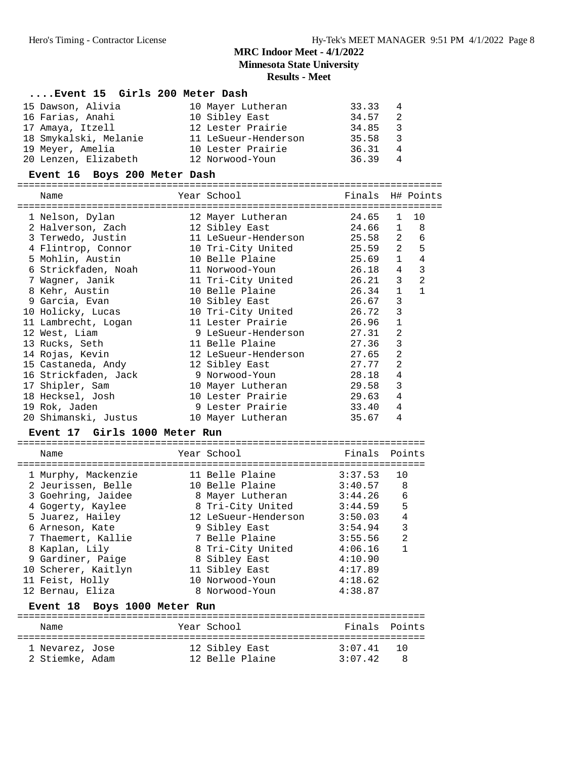## MRC Indoor Meet - 4/1/2022
**Minnesota State University**
**Results - Meet**

### ....Event 15 Girls 200 Meter Dash

| Place | Name | Year | School | Finals | H# | Points |
|---|---|---|---|---|---|---|
| 15 | Dawson, Alivia | 10 | Mayer Lutheran | 33.33 | 4 | |
| 16 | Farias, Anahi | 10 | Sibley East | 34.57 | 2 | |
| 17 | Amaya, Itzell | 12 | Lester Prairie | 34.85 | 3 | |
| 18 | Smykalski, Melanie | 11 | LeSueur-Henderson | 35.58 | 3 | |
| 19 | Meyer, Amelia | 10 | Lester Prairie | 36.31 | 4 | |
| 20 | Lenzen, Elizabeth | 12 | Norwood-Youn | 36.39 | 4 | |

### Event 16 Boys 200 Meter Dash

| Place | Name | Year | School | Finals | H# | Points |
|---|---|---|---|---|---|---|
| 1 | Nelson, Dylan | 12 | Mayer Lutheran | 24.65 | 1 | 10 |
| 2 | Halverson, Zach | 12 | Sibley East | 24.66 | 1 | 8 |
| 3 | Terwedo, Justin | 11 | LeSueur-Henderson | 25.58 | 2 | 6 |
| 4 | Flintrop, Connor | 10 | Tri-City United | 25.59 | 2 | 5 |
| 5 | Mohlin, Austin | 10 | Belle Plaine | 25.69 | 1 | 4 |
| 6 | Strickfaden, Noah | 11 | Norwood-Youn | 26.18 | 4 | 3 |
| 7 | Wagner, Janik | 11 | Tri-City United | 26.21 | 3 | 2 |
| 8 | Kehr, Austin | 10 | Belle Plaine | 26.34 | 1 | 1 |
| 9 | Garcia, Evan | 10 | Sibley East | 26.67 | 3 | |
| 10 | Holicky, Lucas | 10 | Tri-City United | 26.72 | 3 | |
| 11 | Lambrecht, Logan | 11 | Lester Prairie | 26.96 | 1 | |
| 12 | West, Liam | 9 | LeSueur-Henderson | 27.31 | 2 | |
| 13 | Rucks, Seth | 11 | Belle Plaine | 27.36 | 3 | |
| 14 | Rojas, Kevin | 12 | LeSueur-Henderson | 27.65 | 2 | |
| 15 | Castaneda, Andy | 12 | Sibley East | 27.77 | 2 | |
| 16 | Strickfaden, Jack | 9 | Norwood-Youn | 28.18 | 4 | |
| 17 | Shipler, Sam | 10 | Mayer Lutheran | 29.58 | 3 | |
| 18 | Hecksel, Josh | 10 | Lester Prairie | 29.63 | 4 | |
| 19 | Rok, Jaden | 9 | Lester Prairie | 33.40 | 4 | |
| 20 | Shimanski, Justus | 10 | Mayer Lutheran | 35.67 | 4 | |

### Event 17 Girls 1000 Meter Run

| Place | Name | Year | School | Finals | Points |
|---|---|---|---|---|---|
| 1 | Murphy, Mackenzie | 11 | Belle Plaine | 3:37.53 | 10 |
| 2 | Jeurissen, Belle | 10 | Belle Plaine | 3:40.57 | 8 |
| 3 | Goehring, Jaidee | 8 | Mayer Lutheran | 3:44.26 | 6 |
| 4 | Gogerty, Kaylee | 8 | Tri-City United | 3:44.59 | 5 |
| 5 | Juarez, Hailey | 12 | LeSueur-Henderson | 3:50.03 | 4 |
| 6 | Arneson, Kate | 9 | Sibley East | 3:54.94 | 3 |
| 7 | Thaemert, Kallie | 7 | Belle Plaine | 3:55.56 | 2 |
| 8 | Kaplan, Lily | 8 | Tri-City United | 4:06.16 | 1 |
| 9 | Gardiner, Paige | 8 | Sibley East | 4:10.90 | |
| 10 | Scherer, Kaitlyn | 11 | Sibley East | 4:17.89 | |
| 11 | Feist, Holly | 10 | Norwood-Youn | 4:18.62 | |
| 12 | Bernau, Eliza | 8 | Norwood-Youn | 4:38.87 | |

### Event 18 Boys 1000 Meter Run

| Place | Name | Year | School | Finals | Points |
|---|---|---|---|---|---|
| 1 | Nevarez, Jose | 12 | Sibley East | 3:07.41 | 10 |
| 2 | Stiemke, Adam | 12 | Belle Plaine | 3:07.42 | 8 |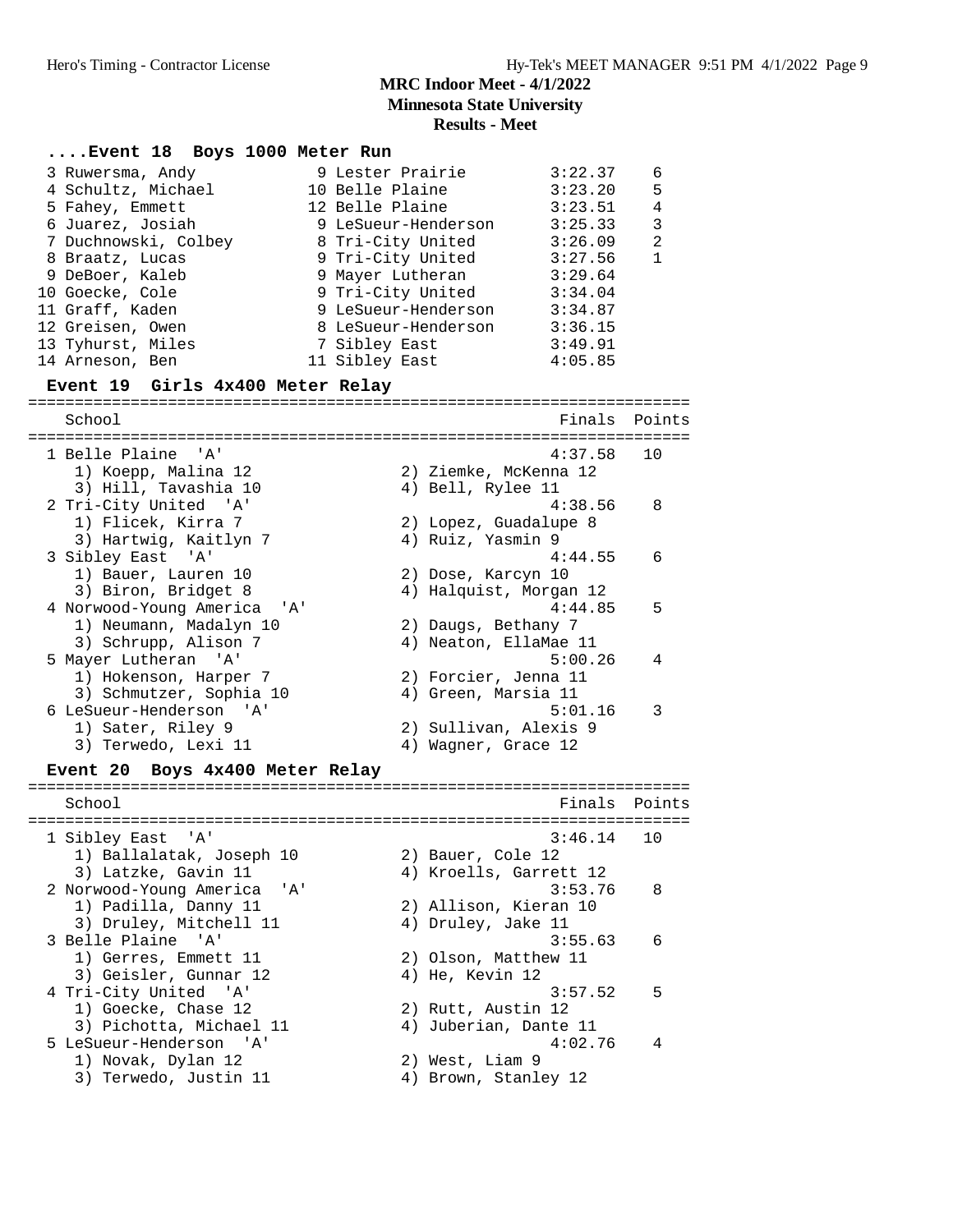## MRC Indoor Meet - 4/1/2022
**Minnesota State University**
**Results - Meet**

### ....Event 18 Boys 1000 Meter Run

| Place | Name | Year | School | Finals | Points |
|---|---|---|---|---|---|
| 3 | Ruwersma, Andy | 9 | Lester Prairie | 3:22.37 | 6 |
| 4 | Schultz, Michael | 10 | Belle Plaine | 3:23.20 | 5 |
| 5 | Fahey, Emmett | 12 | Belle Plaine | 3:23.51 | 4 |
| 6 | Juarez, Josiah | 9 | LeSueur-Henderson | 3:25.33 | 3 |
| 7 | Duchnowski, Colbey | 8 | Tri-City United | 3:26.09 | 2 |
| 8 | Braatz, Lucas | 9 | Tri-City United | 3:27.56 | 1 |
| 9 | DeBoer, Kaleb | 9 | Mayer Lutheran | 3:29.64 | |
| 10 | Goecke, Cole | 9 | Tri-City United | 3:34.04 | |
| 11 | Graff, Kaden | 9 | LeSueur-Henderson | 3:34.87 | |
| 12 | Greisen, Owen | 8 | LeSueur-Henderson | 3:36.15 | |
| 13 | Tyhurst, Miles | 7 | Sibley East | 3:49.91 | |
| 14 | Arneson, Ben | 11 | Sibley East | 4:05.85 | |

### Event 19 Girls 4x400 Meter Relay

| Place | School | Finals | Points |
|---|---|---|---|
| 1 | Belle Plaine 'A' | 4:37.58 | 10 |
| | 1) Koepp, Malina 12; 2) Ziemke, McKenna 12; 3) Hill, Tavashia 10; 4) Bell, Rylee 11 | | |
| 2 | Tri-City United 'A' | 4:38.56 | 8 |
| | 1) Flicek, Kirra 7; 2) Lopez, Guadalupe 8; 3) Hartwig, Kaitlyn 7; 4) Ruiz, Yasmin 9 | | |
| 3 | Sibley East 'A' | 4:44.55 | 6 |
| | 1) Bauer, Lauren 10; 2) Dose, Karcyn 10; 3) Biron, Bridget 8; 4) Halquist, Morgan 12 | | |
| 4 | Norwood-Young America 'A' | 4:44.85 | 5 |
| | 1) Neumann, Madalyn 10; 2) Daugs, Bethany 7; 3) Schrupp, Alison 7; 4) Neaton, EllaMae 11 | | |
| 5 | Mayer Lutheran 'A' | 5:00.26 | 4 |
| | 1) Hokenson, Harper 7; 2) Forcier, Jenna 11; 3) Schmutzer, Sophia 10; 4) Green, Marsia 11 | | |
| 6 | LeSueur-Henderson 'A' | 5:01.16 | 3 |
| | 1) Sater, Riley 9; 2) Sullivan, Alexis 9; 3) Terwedo, Lexi 11; 4) Wagner, Grace 12 | | |

### Event 20 Boys 4x400 Meter Relay

| Place | School | Finals | Points |
|---|---|---|---|
| 1 | Sibley East 'A' | 3:46.14 | 10 |
| | 1) Ballalatak, Joseph 10; 2) Bauer, Cole 12; 3) Latzke, Gavin 11; 4) Kroells, Garrett 12 | | |
| 2 | Norwood-Young America 'A' | 3:53.76 | 8 |
| | 1) Padilla, Danny 11; 2) Allison, Kieran 10; 3) Druley, Mitchell 11; 4) Druley, Jake 11 | | |
| 3 | Belle Plaine 'A' | 3:55.63 | 6 |
| | 1) Gerres, Emmett 11; 2) Olson, Matthew 11; 3) Geisler, Gunnar 12; 4) He, Kevin 12 | | |
| 4 | Tri-City United 'A' | 3:57.52 | 5 |
| | 1) Goecke, Chase 12; 2) Rutt, Austin 12; 3) Pichotta, Michael 11; 4) Juberian, Dante 11 | | |
| 5 | LeSueur-Henderson 'A' | 4:02.76 | 4 |
| | 1) Novak, Dylan 12; 2) West, Liam 9; 3) Terwedo, Justin 11; 4) Brown, Stanley 12 | | |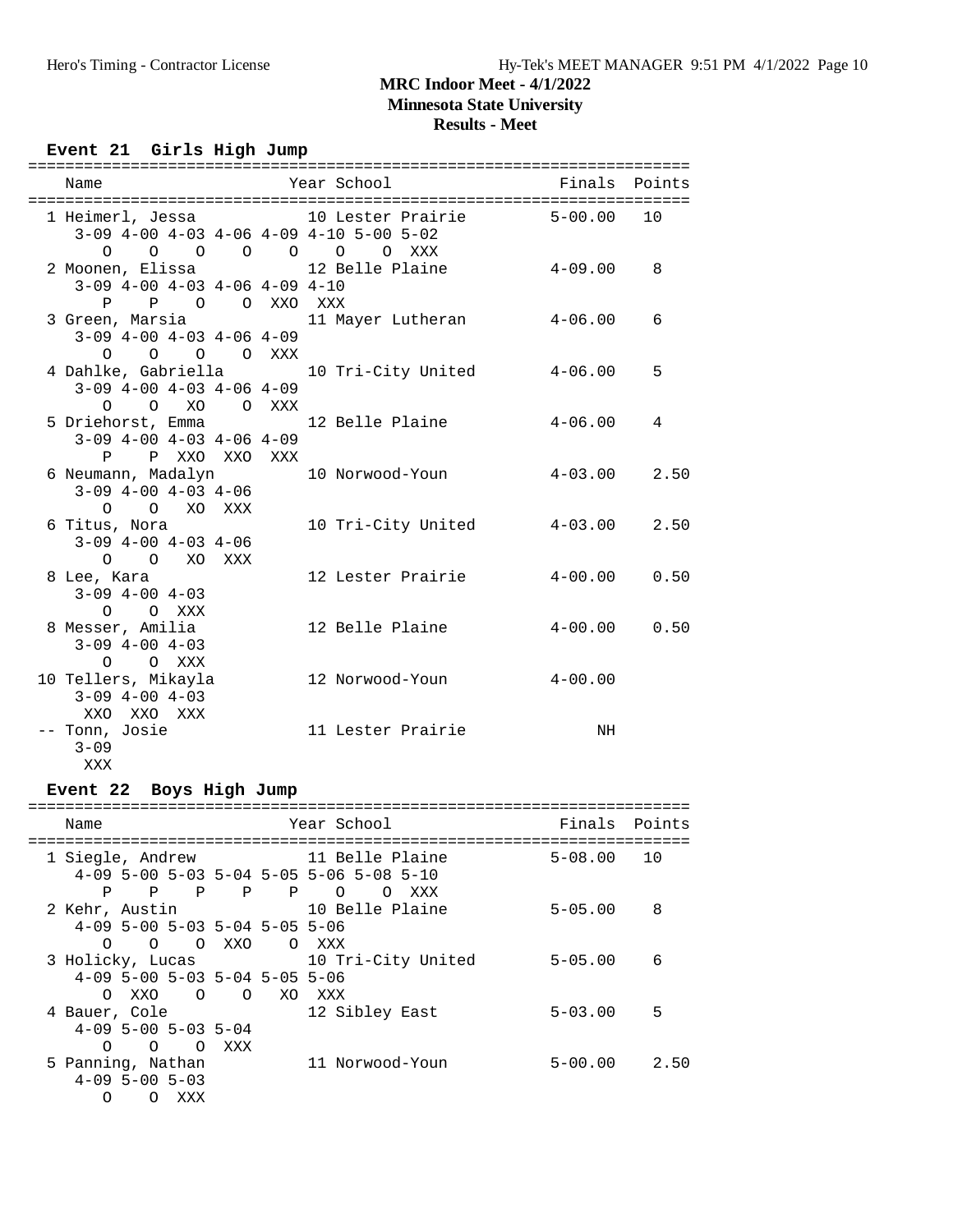# MRC Indoor Meet - 4/1/2022
## Minnesota State University
## Results - Meet

### Event 21 Girls High Jump

```
=======================================================================
    Name                    Year School                 Finals  Points
=======================================================================
  1 Heimerl, Jessa            10 Lester Prairie         5-00.00   10
     3-09 4-00 4-03 4-06 4-09 4-10 5-00 5-02
        O    O    O    O    O    O    O  XXX
  2 Moonen, Elissa            12 Belle Plaine           4-09.00    8
     3-09 4-00 4-03 4-06 4-09 4-10
        P    P    O    O  XXO  XXX
  3 Green, Marsia             11 Mayer Lutheran         4-06.00    6
     3-09 4-00 4-03 4-06 4-09
        O    O    O    O  XXX
  4 Dahlke, Gabriella         10 Tri-City United        4-06.00    5
     3-09 4-00 4-03 4-06 4-09
        O    O   XO    O  XXX
  5 Driehorst, Emma           12 Belle Plaine           4-06.00    4
     3-09 4-00 4-03 4-06 4-09
        P    P  XXO  XXO  XXX
  6 Neumann, Madalyn          10 Norwood-Youn           4-03.00    2.50
     3-09 4-00 4-03 4-06
        O    O   XO  XXX
  6 Titus, Nora               10 Tri-City United        4-03.00    2.50
     3-09 4-00 4-03 4-06
        O    O   XO  XXX
  8 Lee, Kara                 12 Lester Prairie         4-00.00    0.50
     3-09 4-00 4-03
        O    O  XXX
  8 Messer, Amilia            12 Belle Plaine           4-00.00    0.50
     3-09 4-00 4-03
        O    O  XXX
 10 Tellers, Mikayla          12 Norwood-Youn           4-00.00
     3-09 4-00 4-03
      XXO  XXO  XXX
 -- Tonn, Josie               11 Lester Prairie              NH
     3-09
      XXX
```

### Event 22 Boys High Jump

```
=======================================================================
    Name                    Year School                 Finals  Points
=======================================================================
  1 Siegle, Andrew            11 Belle Plaine           5-08.00   10
     4-09 5-00 5-03 5-04 5-05 5-06 5-08 5-10
        P    P    P    P    P    O    O  XXX
  2 Kehr, Austin              10 Belle Plaine           5-05.00    8
     4-09 5-00 5-03 5-04 5-05 5-06
        O    O    O  XXO    O  XXX
  3 Holicky, Lucas            10 Tri-City United        5-05.00    6
     4-09 5-00 5-03 5-04 5-05 5-06
        O  XXO    O    O   XO  XXX
  4 Bauer, Cole               12 Sibley East            5-03.00    5
     4-09 5-00 5-03 5-04
        O    O    O  XXX
  5 Panning, Nathan           11 Norwood-Youn           5-00.00    2.50
     4-09 5-00 5-03
        O    O  XXX
```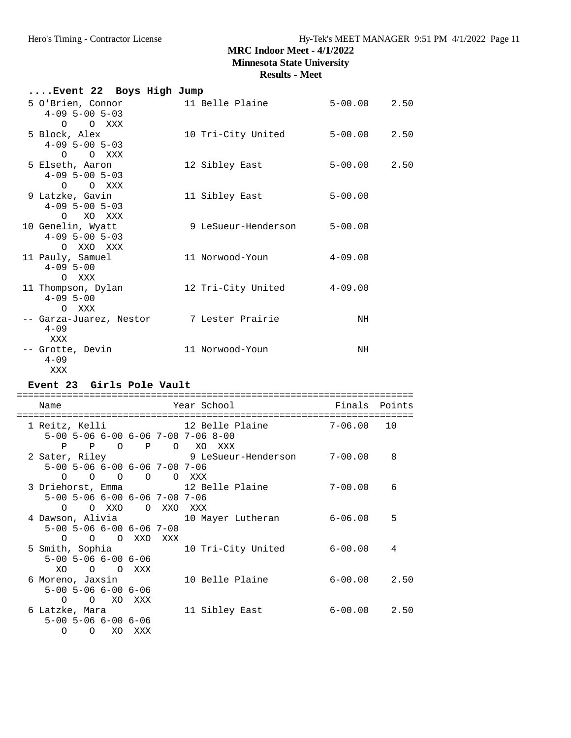# MRC Indoor Meet - 4/1/2022

## Minnesota State University

### Results - Meet

**....Event 22 Boys High Jump**

```
 5 O'Brien, Connor          11 Belle Plaine          5-00.00    2.50
    4-09 5-00 5-03
       O    O  XXX
 5 Block, Alex              10 Tri-City United       5-00.00    2.50
    4-09 5-00 5-03
       O    O  XXX
 5 Elseth, Aaron            12 Sibley East           5-00.00    2.50
    4-09 5-00 5-03
       O    O  XXX
 9 Latzke, Gavin            11 Sibley East           5-00.00
    4-09 5-00 5-03
       O   XO  XXX
10 Genelin, Wyatt            9 LeSueur-Henderson     5-00.00
    4-09 5-00 5-03
       O  XXO  XXX
11 Pauly, Samuel            11 Norwood-Youn          4-09.00
    4-09 5-00
       O  XXX
11 Thompson, Dylan          12 Tri-City United       4-09.00
    4-09 5-00
       O  XXX
-- Garza-Juarez, Nestor      7 Lester Prairie             NH
    4-09
     XXX
-- Grotte, Devin            11 Norwood-Youn               NH
    4-09
     XXX
```

**Event 23 Girls Pole Vault**

```
========================================================================
   Name                    Year School                  Finals  Points
========================================================================
 1 Reitz, Kelli             12 Belle Plaine          7-06.00   10
    5-00 5-06 6-00 6-06 7-00 7-06 8-00
       P    P    O    P    O   XO  XXX
 2 Sater, Riley              9 LeSueur-Henderson     7-00.00    8
    5-00 5-06 6-00 6-06 7-00 7-06
       O    O    O    O    O  XXX
 3 Driehorst, Emma          12 Belle Plaine          7-00.00    6
    5-00 5-06 6-00 6-06 7-00 7-06
       O    O  XXO    O  XXO  XXX
 4 Dawson, Alivia           10 Mayer Lutheran        6-06.00    5
    5-00 5-06 6-00 6-06 7-00
       O    O    O  XXO  XXX
 5 Smith, Sophia            10 Tri-City United       6-00.00    4
    5-00 5-06 6-00 6-06
      XO    O    O  XXX
 6 Moreno, Jaxsin           10 Belle Plaine          6-00.00    2.50
    5-00 5-06 6-00 6-06
       O    O   XO  XXX
 6 Latzke, Mara             11 Sibley East           6-00.00    2.50
    5-00 5-06 6-00 6-06
       O    O   XO  XXX
```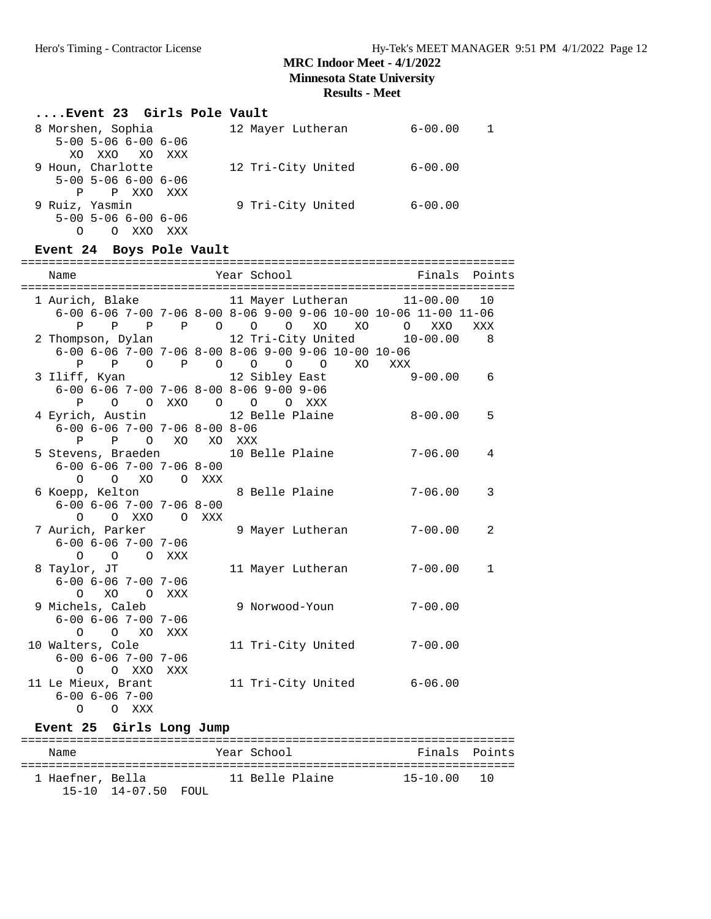# MRC Indoor Meet - 4/1/2022

## Minnesota State University

## Results - Meet

### ....Event 23 Girls Pole Vault

```
  8 Morshen, Sophia          12 Mayer Lutheran         6-00.00    1
     5-00 5-06 6-00 6-06
       XO  XXO   XO  XXX
  9 Houn, Charlotte          12 Tri-City United        6-00.00
     5-00 5-06 6-00 6-06
        P    P  XXO  XXX
  9 Ruiz, Yasmin              9 Tri-City United        6-00.00
     5-00 5-06 6-00 6-06
        O    O  XXO  XXX
```

### Event 24 Boys Pole Vault

```
=======================================================================
    Name                    Year School                  Finals  Points
=======================================================================
  1 Aurich, Blake            11 Mayer Lutheran        11-00.00   10
     6-00 6-06 7-00 7-06 8-00 8-06 9-00 9-06 10-00 10-06 11-00 11-06
        P    P    P    P    O    O    O   XO    XO     O   XXO   XXX
  2 Thompson, Dylan          12 Tri-City United       10-00.00    8
     6-00 6-06 7-00 7-06 8-00 8-06 9-00 9-06 10-00 10-06
        P    P    O    P    O    O    O    O    XO   XXX
  3 Iliff, Kyan              12 Sibley East            9-00.00    6
     6-00 6-06 7-00 7-06 8-00 8-06 9-00 9-06
        P    O    O  XXO    O    O    O  XXX
  4 Eyrich, Austin           12 Belle Plaine           8-00.00    5
     6-00 6-06 7-00 7-06 8-00 8-06
        P    P    O   XO   XO  XXX
  5 Stevens, Braeden         10 Belle Plaine           7-06.00    4
     6-00 6-06 7-00 7-06 8-00
        O    O   XO    O  XXX
  6 Koepp, Kelton             8 Belle Plaine           7-06.00    3
     6-00 6-06 7-00 7-06 8-00
        O    O  XXO    O  XXX
  7 Aurich, Parker            9 Mayer Lutheran         7-00.00    2
     6-00 6-06 7-00 7-06
        O    O    O  XXX
  8 Taylor, JT               11 Mayer Lutheran         7-00.00    1
     6-00 6-06 7-00 7-06
        O   XO    O  XXX
  9 Michels, Caleb            9 Norwood-Youn           7-00.00
     6-00 6-06 7-00 7-06
        O    O   XO  XXX
 10 Walters, Cole            11 Tri-City United        7-00.00
     6-00 6-06 7-00 7-06
        O    O  XXO  XXX
 11 Le Mieux, Brant          11 Tri-City United        6-06.00
     6-00 6-06 7-00
        O    O  XXX
```

### Event 25 Girls Long Jump

```
=======================================================================
    Name                    Year School                  Finals  Points
=======================================================================
  1 Haefner, Bella           11 Belle Plaine          15-10.00   10
      15-10  14-07.50  FOUL
```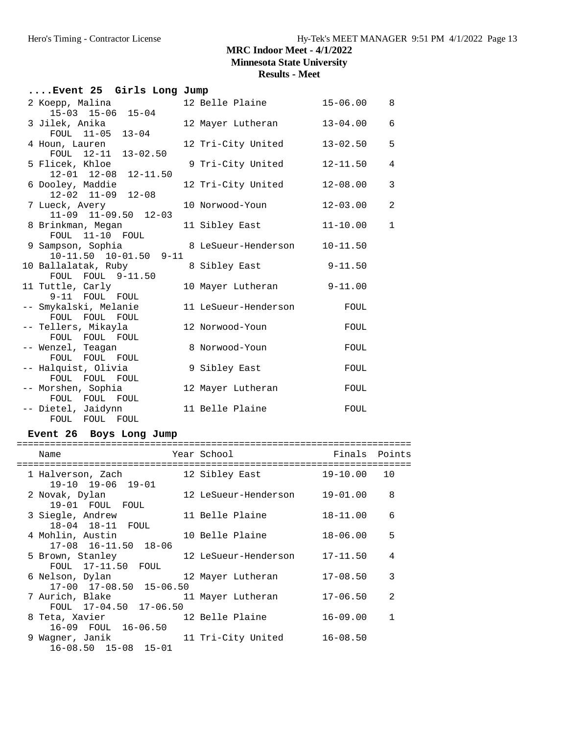# MRC Indoor Meet - 4/1/2022

**Minnesota State University**

**Results - Meet**

## ....Event 25 Girls Long Jump

| Place | Name | Year | School | Finals | Points |
|---|---|---|---|---|---|
| 2 | Koepp, Malina | 12 | Belle Plaine | 15-06.00 | 8 |
| | 15-03 15-06 15-04 | | | | |
| 3 | Jilek, Anika | 12 | Mayer Lutheran | 13-04.00 | 6 |
| | FOUL 11-05 13-04 | | | | |
| 4 | Houn, Lauren | 12 | Tri-City United | 13-02.50 | 5 |
| | FOUL 12-11 13-02.50 | | | | |
| 5 | Flicek, Khloe | 9 | Tri-City United | 12-11.50 | 4 |
| | 12-01 12-08 12-11.50 | | | | |
| 6 | Dooley, Maddie | 12 | Tri-City United | 12-08.00 | 3 |
| | 12-02 11-09 12-08 | | | | |
| 7 | Lueck, Avery | 10 | Norwood-Youn | 12-03.00 | 2 |
| | 11-09 11-09.50 12-03 | | | | |
| 8 | Brinkman, Megan | 11 | Sibley East | 11-10.00 | 1 |
| | FOUL 11-10 FOUL | | | | |
| 9 | Sampson, Sophia | 8 | LeSueur-Henderson | 10-11.50 | |
| | 10-11.50 10-01.50 9-11 | | | | |
| 10 | Ballalatak, Ruby | 8 | Sibley East | 9-11.50 | |
| | FOUL FOUL 9-11.50 | | | | |
| 11 | Tuttle, Carly | 10 | Mayer Lutheran | 9-11.00 | |
| | 9-11 FOUL FOUL | | | | |
| -- | Smykalski, Melanie | 11 | LeSueur-Henderson | FOUL | |
| | FOUL FOUL FOUL | | | | |
| -- | Tellers, Mikayla | 12 | Norwood-Youn | FOUL | |
| | FOUL FOUL FOUL | | | | |
| -- | Wenzel, Teagan | 8 | Norwood-Youn | FOUL | |
| | FOUL FOUL FOUL | | | | |
| -- | Halquist, Olivia | 9 | Sibley East | FOUL | |
| | FOUL FOUL FOUL | | | | |
| -- | Morshen, Sophia | 12 | Mayer Lutheran | FOUL | |
| | FOUL FOUL FOUL | | | | |
| -- | Dietel, Jaidynn | 11 | Belle Plaine | FOUL | |
| | FOUL FOUL FOUL | | | | |

## Event 26 Boys Long Jump

| Place | Name | Year | School | Finals | Points |
|---|---|---|---|---|---|
| 1 | Halverson, Zach | 12 | Sibley East | 19-10.00 | 10 |
| | 19-10 19-06 19-01 | | | | |
| 2 | Novak, Dylan | 12 | LeSueur-Henderson | 19-01.00 | 8 |
| | 19-01 FOUL FOUL | | | | |
| 3 | Siegle, Andrew | 11 | Belle Plaine | 18-11.00 | 6 |
| | 18-04 18-11 FOUL | | | | |
| 4 | Mohlin, Austin | 10 | Belle Plaine | 18-06.00 | 5 |
| | 17-08 16-11.50 18-06 | | | | |
| 5 | Brown, Stanley | 12 | LeSueur-Henderson | 17-11.50 | 4 |
| | FOUL 17-11.50 FOUL | | | | |
| 6 | Nelson, Dylan | 12 | Mayer Lutheran | 17-08.50 | 3 |
| | 17-00 17-08.50 15-06.50 | | | | |
| 7 | Aurich, Blake | 11 | Mayer Lutheran | 17-06.50 | 2 |
| | FOUL 17-04.50 17-06.50 | | | | |
| 8 | Teta, Xavier | 12 | Belle Plaine | 16-09.00 | 1 |
| | 16-09 FOUL 16-06.50 | | | | |
| 9 | Wagner, Janik | 11 | Tri-City United | 16-08.50 | |
| | 16-08.50 15-08 15-01 | | | | |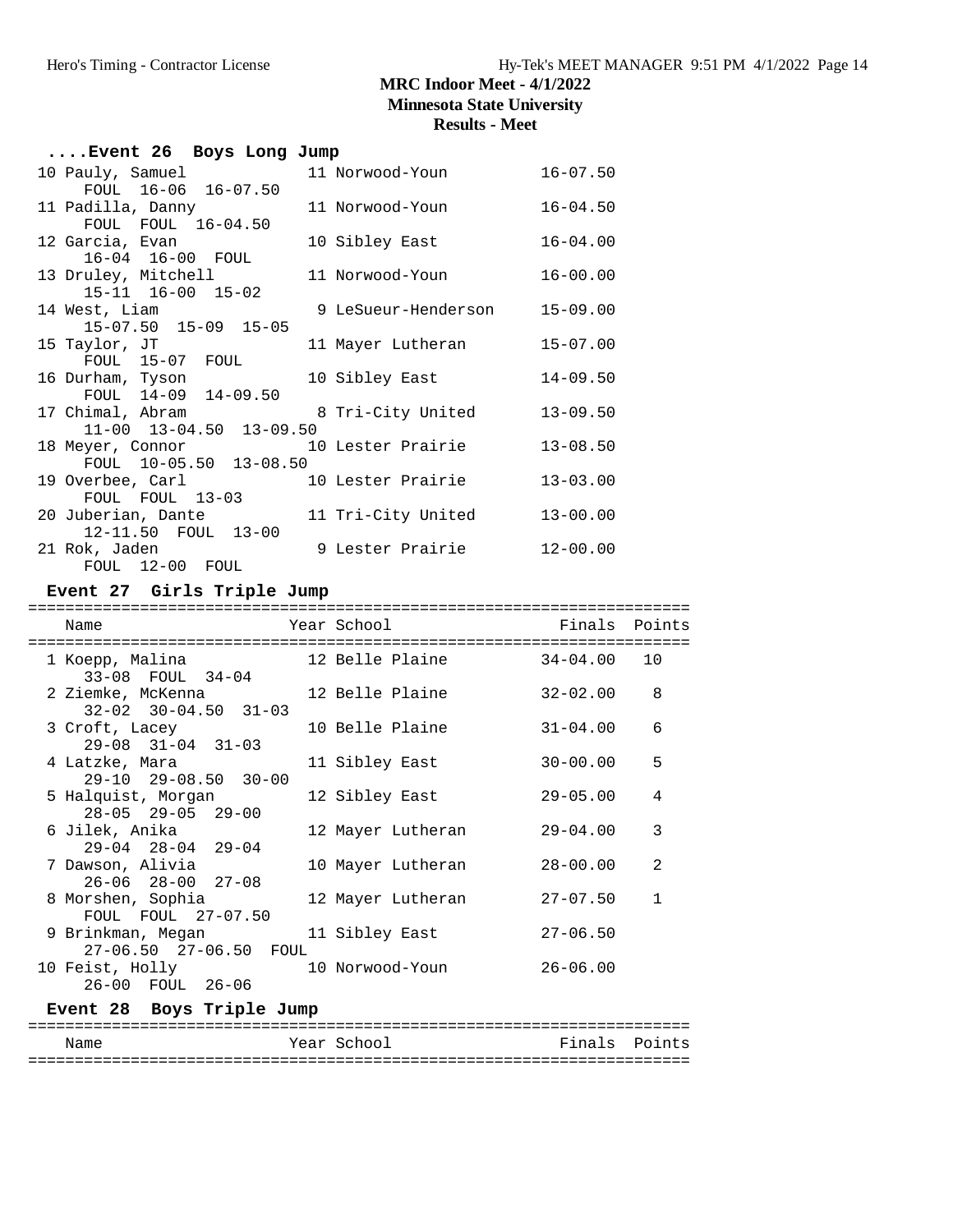# MRC Indoor Meet - 4/1/2022

**Minnesota State University**

**Results - Meet**

### ....Event 26 Boys Long Jump

| Place | Name | Year | School | Finals |
|---|---|---|---|---|
| 10 | Pauly, Samuel | 11 | Norwood-Youn | 16-07.50 |
| | FOUL 16-06 16-07.50 | | | |
| 11 | Padilla, Danny | 11 | Norwood-Youn | 16-04.50 |
| | FOUL FOUL 16-04.50 | | | |
| 12 | Garcia, Evan | 10 | Sibley East | 16-04.00 |
| | 16-04 16-00 FOUL | | | |
| 13 | Druley, Mitchell | 11 | Norwood-Youn | 16-00.00 |
| | 15-11 16-00 15-02 | | | |
| 14 | West, Liam | 9 | LeSueur-Henderson | 15-09.00 |
| | 15-07.50 15-09 15-05 | | | |
| 15 | Taylor, JT | 11 | Mayer Lutheran | 15-07.00 |
| | FOUL 15-07 FOUL | | | |
| 16 | Durham, Tyson | 10 | Sibley East | 14-09.50 |
| | FOUL 14-09 14-09.50 | | | |
| 17 | Chimal, Abram | 8 | Tri-City United | 13-09.50 |
| | 11-00 13-04.50 13-09.50 | | | |
| 18 | Meyer, Connor | 10 | Lester Prairie | 13-08.50 |
| | FOUL 10-05.50 13-08.50 | | | |
| 19 | Overbee, Carl | 10 | Lester Prairie | 13-03.00 |
| | FOUL FOUL 13-03 | | | |
| 20 | Juberian, Dante | 11 | Tri-City United | 13-00.00 |
| | 12-11.50 FOUL 13-00 | | | |
| 21 | Rok, Jaden | 9 | Lester Prairie | 12-00.00 |
| | FOUL 12-00 FOUL | | | |

### Event 27 Girls Triple Jump

| Place | Name | Year | School | Finals | Points |
|---|---|---|---|---|---|
| 1 | Koepp, Malina | 12 | Belle Plaine | 34-04.00 | 10 |
| | 33-08 FOUL 34-04 | | | | |
| 2 | Ziemke, McKenna | 12 | Belle Plaine | 32-02.00 | 8 |
| | 32-02 30-04.50 31-03 | | | | |
| 3 | Croft, Lacey | 10 | Belle Plaine | 31-04.00 | 6 |
| | 29-08 31-04 31-03 | | | | |
| 4 | Latzke, Mara | 11 | Sibley East | 30-00.00 | 5 |
| | 29-10 29-08.50 30-00 | | | | |
| 5 | Halquist, Morgan | 12 | Sibley East | 29-05.00 | 4 |
| | 28-05 29-05 29-00 | | | | |
| 6 | Jilek, Anika | 12 | Mayer Lutheran | 29-04.00 | 3 |
| | 29-04 28-04 29-04 | | | | |
| 7 | Dawson, Alivia | 10 | Mayer Lutheran | 28-00.00 | 2 |
| | 26-06 28-00 27-08 | | | | |
| 8 | Morshen, Sophia | 12 | Mayer Lutheran | 27-07.50 | 1 |
| | FOUL FOUL 27-07.50 | | | | |
| 9 | Brinkman, Megan | 11 | Sibley East | 27-06.50 | |
| | 27-06.50 27-06.50 FOUL | | | | |
| 10 | Feist, Holly | 10 | Norwood-Youn | 26-06.00 | |
| | 26-00 FOUL 26-06 | | | | |

### Event 28 Boys Triple Jump

| Name | Year | School | Finals | Points |
|---|---|---|---|---|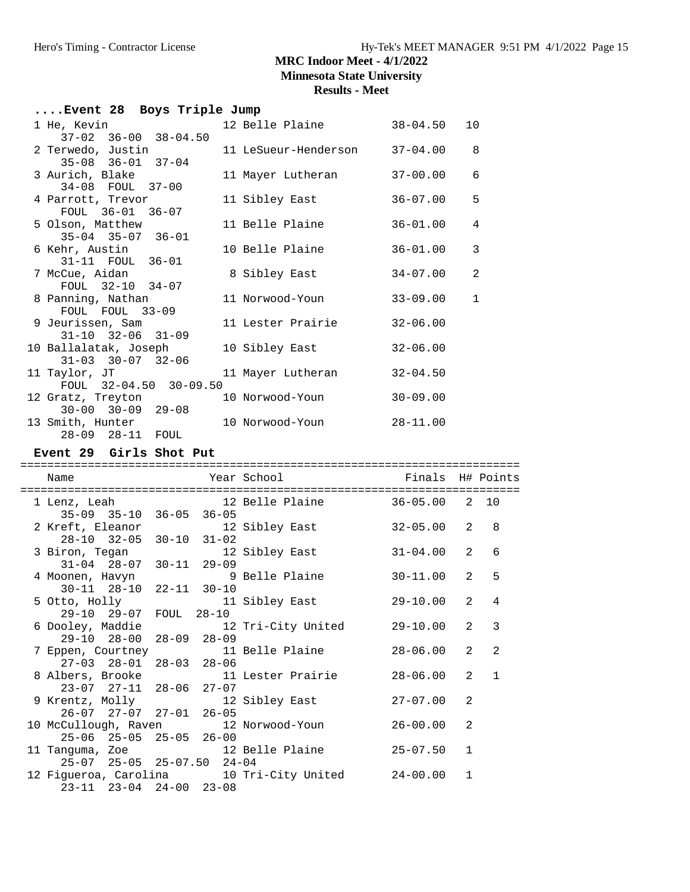# MRC Indoor Meet - 4/1/2022
## Minnesota State University
### Results - Meet

## ....Event 28 Boys Triple Jump

| Place | Name | Year | School | Finals | Points |
|---|---|---|---|---|---|
| 1 | He, Kevin | 12 | Belle Plaine | 38-04.50 | 10 |
| | 37-02 36-00 38-04.50 | | | | |
| 2 | Terwedo, Justin | 11 | LeSueur-Henderson | 37-04.00 | 8 |
| | 35-08 36-01 37-04 | | | | |
| 3 | Aurich, Blake | 11 | Mayer Lutheran | 37-00.00 | 6 |
| | 34-08 FOUL 37-00 | | | | |
| 4 | Parrott, Trevor | 11 | Sibley East | 36-07.00 | 5 |
| | FOUL 36-01 36-07 | | | | |
| 5 | Olson, Matthew | 11 | Belle Plaine | 36-01.00 | 4 |
| | 35-04 35-07 36-01 | | | | |
| 6 | Kehr, Austin | 10 | Belle Plaine | 36-01.00 | 3 |
| | 31-11 FOUL 36-01 | | | | |
| 7 | McCue, Aidan | 8 | Sibley East | 34-07.00 | 2 |
| | FOUL 32-10 34-07 | | | | |
| 8 | Panning, Nathan | 11 | Norwood-Youn | 33-09.00 | 1 |
| | FOUL FOUL 33-09 | | | | |
| 9 | Jeurissen, Sam | 11 | Lester Prairie | 32-06.00 | |
| | 31-10 32-06 31-09 | | | | |
| 10 | Ballalatak, Joseph | 10 | Sibley East | 32-06.00 | |
| | 31-03 30-07 32-06 | | | | |
| 11 | Taylor, JT | 11 | Mayer Lutheran | 32-04.50 | |
| | FOUL 32-04.50 30-09.50 | | | | |
| 12 | Gratz, Treyton | 10 | Norwood-Youn | 30-09.00 | |
| | 30-00 30-09 29-08 | | | | |
| 13 | Smith, Hunter | 10 | Norwood-Youn | 28-11.00 | |
| | 28-09 28-11 FOUL | | | | |

## Event 29 Girls Shot Put

| Place | Name | Year | School | Finals | H# | Points |
|---|---|---|---|---|---|---|
| 1 | Lenz, Leah | 12 | Belle Plaine | 36-05.00 | 2 | 10 |
| | 35-09 35-10 36-05 36-05 | | | | | |
| 2 | Kreft, Eleanor | 12 | Sibley East | 32-05.00 | 2 | 8 |
| | 28-10 32-05 30-10 31-02 | | | | | |
| 3 | Biron, Tegan | 12 | Sibley East | 31-04.00 | 2 | 6 |
| | 31-04 28-07 30-11 29-09 | | | | | |
| 4 | Moonen, Havyn | 9 | Belle Plaine | 30-11.00 | 2 | 5 |
| | 30-11 28-10 22-11 30-10 | | | | | |
| 5 | Otto, Holly | 11 | Sibley East | 29-10.00 | 2 | 4 |
| | 29-10 29-07 FOUL 28-10 | | | | | |
| 6 | Dooley, Maddie | 12 | Tri-City United | 29-10.00 | 2 | 3 |
| | 29-10 28-00 28-09 28-09 | | | | | |
| 7 | Eppen, Courtney | 11 | Belle Plaine | 28-06.00 | 2 | 2 |
| | 27-03 28-01 28-03 28-06 | | | | | |
| 8 | Albers, Brooke | 11 | Lester Prairie | 28-06.00 | 2 | 1 |
| | 23-07 27-11 28-06 27-07 | | | | | |
| 9 | Krentz, Molly | 12 | Sibley East | 27-07.00 | 2 | |
| | 26-07 27-07 27-01 26-05 | | | | | |
| 10 | McCullough, Raven | 12 | Norwood-Youn | 26-00.00 | 2 | |
| | 25-06 25-05 25-05 26-00 | | | | | |
| 11 | Tanguma, Zoe | 12 | Belle Plaine | 25-07.50 | 1 | |
| | 25-07 25-05 25-07.50 24-04 | | | | | |
| 12 | Figueroa, Carolina | 10 | Tri-City United | 24-00.00 | 1 | |
| | 23-11 23-04 24-00 23-08 | | | | | |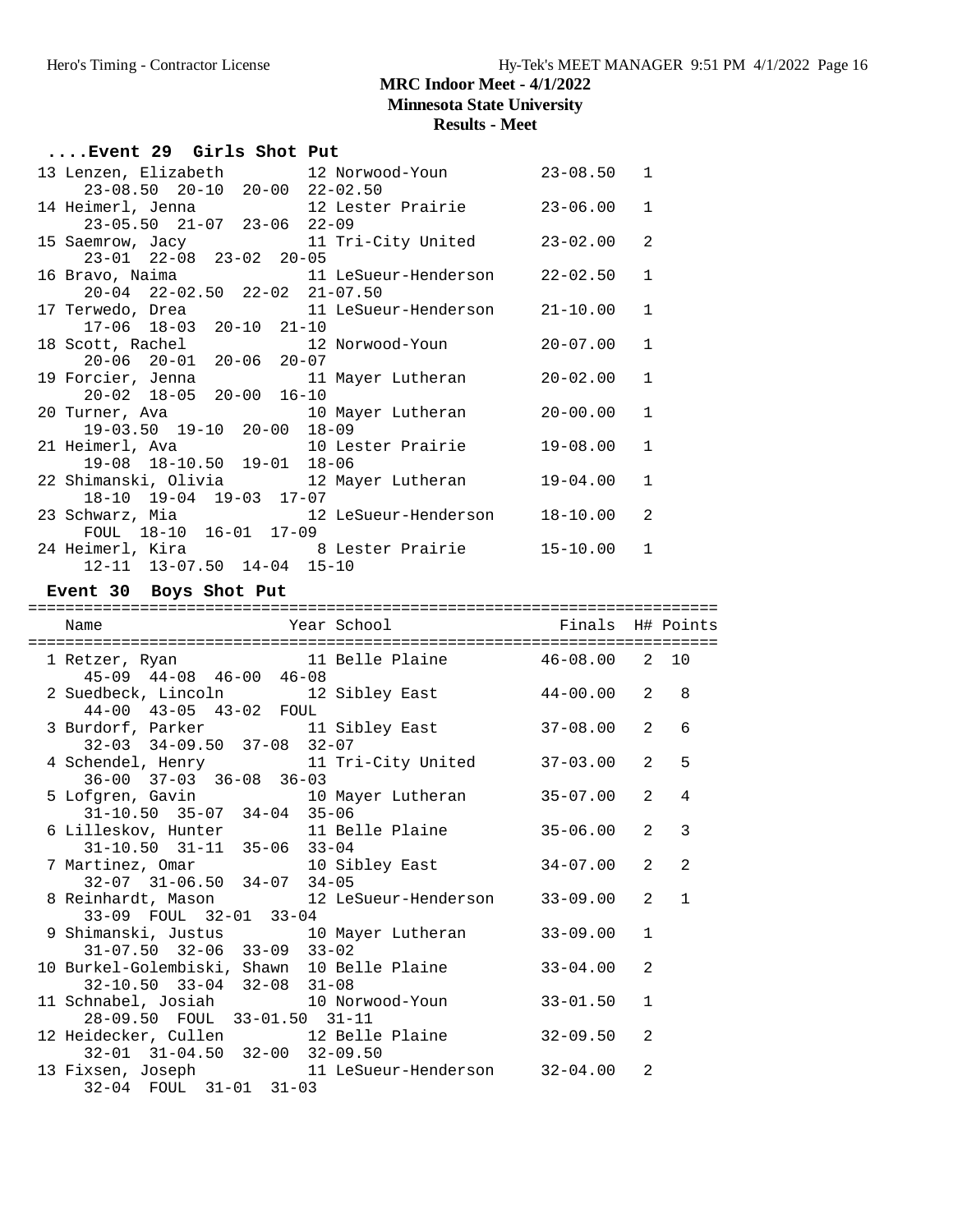# MRC Indoor Meet - 4/1/2022

## Minnesota State University

## Results - Meet

### ....Event 29 Girls Shot Put

| Place | Name | Year | School | Finals | H# | Points |
|---|---|---|---|---|---|---|
| 13 | Lenzen, Elizabeth | 12 | Norwood-Youn | 23-08.50 | 1 | |
| | 23-08.50 20-10 20-00 22-02.50 | | | | | |
| 14 | Heimerl, Jenna | 12 | Lester Prairie | 23-06.00 | 1 | |
| | 23-05.50 21-07 23-06 22-09 | | | | | |
| 15 | Saemrow, Jacy | 11 | Tri-City United | 23-02.00 | 2 | |
| | 23-01 22-08 23-02 20-05 | | | | | |
| 16 | Bravo, Naima | 11 | LeSueur-Henderson | 22-02.50 | 1 | |
| | 20-04 22-02.50 22-02 21-07.50 | | | | | |
| 17 | Terwedo, Drea | 11 | LeSueur-Henderson | 21-10.00 | 1 | |
| | 17-06 18-03 20-10 21-10 | | | | | |
| 18 | Scott, Rachel | 12 | Norwood-Youn | 20-07.00 | 1 | |
| | 20-06 20-01 20-06 20-07 | | | | | |
| 19 | Forcier, Jenna | 11 | Mayer Lutheran | 20-02.00 | 1 | |
| | 20-02 18-05 20-00 16-10 | | | | | |
| 20 | Turner, Ava | 10 | Mayer Lutheran | 20-00.00 | 1 | |
| | 19-03.50 19-10 20-00 18-09 | | | | | |
| 21 | Heimerl, Ava | 10 | Lester Prairie | 19-08.00 | 1 | |
| | 19-08 18-10.50 19-01 18-06 | | | | | |
| 22 | Shimanski, Olivia | 12 | Mayer Lutheran | 19-04.00 | 1 | |
| | 18-10 19-04 19-03 17-07 | | | | | |
| 23 | Schwarz, Mia | 12 | LeSueur-Henderson | 18-10.00 | 2 | |
| | FOUL 18-10 16-01 17-09 | | | | | |
| 24 | Heimerl, Kira | 8 | Lester Prairie | 15-10.00 | 1 | |
| | 12-11 13-07.50 14-04 15-10 | | | | | |

### Event 30 Boys Shot Put

| Place | Name | Year | School | Finals | H# | Points |
|---|---|---|---|---|---|---|
| 1 | Retzer, Ryan | 11 | Belle Plaine | 46-08.00 | 2 | 10 |
| | 45-09 44-08 46-00 46-08 | | | | | |
| 2 | Suedbeck, Lincoln | 12 | Sibley East | 44-00.00 | 2 | 8 |
| | 44-00 43-05 43-02 FOUL | | | | | |
| 3 | Burdorf, Parker | 11 | Sibley East | 37-08.00 | 2 | 6 |
| | 32-03 34-09.50 37-08 32-07 | | | | | |
| 4 | Schendel, Henry | 11 | Tri-City United | 37-03.00 | 2 | 5 |
| | 36-00 37-03 36-08 36-03 | | | | | |
| 5 | Lofgren, Gavin | 10 | Mayer Lutheran | 35-07.00 | 2 | 4 |
| | 31-10.50 35-07 34-04 35-06 | | | | | |
| 6 | Lilleskov, Hunter | 11 | Belle Plaine | 35-06.00 | 2 | 3 |
| | 31-10.50 31-11 35-06 33-04 | | | | | |
| 7 | Martinez, Omar | 10 | Sibley East | 34-07.00 | 2 | 2 |
| | 32-07 31-06.50 34-07 34-05 | | | | | |
| 8 | Reinhardt, Mason | 12 | LeSueur-Henderson | 33-09.00 | 2 | 1 |
| | 33-09 FOUL 32-01 33-04 | | | | | |
| 9 | Shimanski, Justus | 10 | Mayer Lutheran | 33-09.00 | 1 | |
| | 31-07.50 32-06 33-09 33-02 | | | | | |
| 10 | Burkel-Golembiski, Shawn | 10 | Belle Plaine | 33-04.00 | 2 | |
| | 32-10.50 33-04 32-08 31-08 | | | | | |
| 11 | Schnabel, Josiah | 10 | Norwood-Youn | 33-01.50 | 1 | |
| | 28-09.50 FOUL 33-01.50 31-11 | | | | | |
| 12 | Heidecker, Cullen | 12 | Belle Plaine | 32-09.50 | 2 | |
| | 32-01 31-04.50 32-00 32-09.50 | | | | | |
| 13 | Fixsen, Joseph | 11 | LeSueur-Henderson | 32-04.00 | 2 | |
| | 32-04 FOUL 31-01 31-03 | | | | | |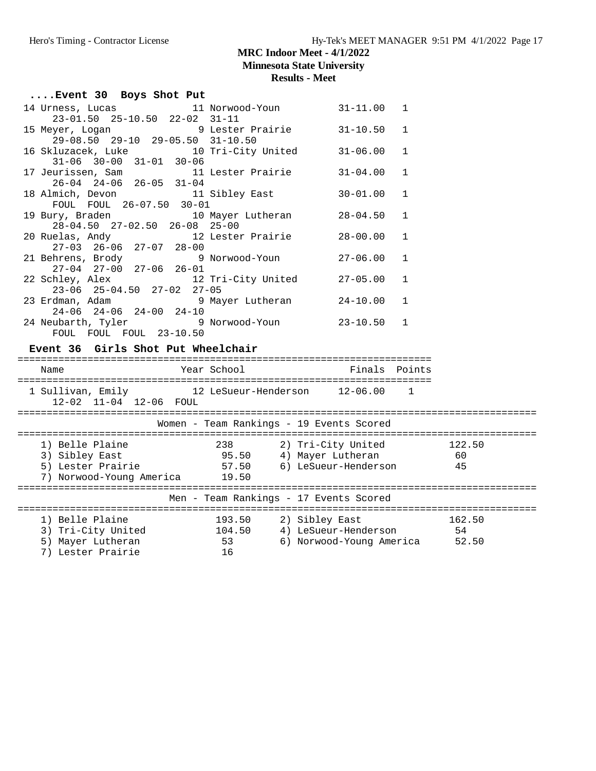# MRC Indoor Meet - 4/1/2022
## Minnesota State University
### Results - Meet

#### ....Event 30 Boys Shot Put

```
14 Urness, Lucas            11 Norwood-Youn          31-11.00   1
     23-01.50  25-10.50  22-02  31-11
15 Meyer, Logan              9 Lester Prairie        31-10.50   1
     29-08.50  29-10  29-05.50  31-10.50
16 Skluzacek, Luke          10 Tri-City United       31-06.00   1
     31-06  30-00  31-01  30-06
17 Jeurissen, Sam           11 Lester Prairie        31-04.00   1
     26-04  24-06  26-05  31-04
18 Almich, Devon            11 Sibley East           30-01.00   1
     FOUL  FOUL  26-07.50  30-01
19 Bury, Braden             10 Mayer Lutheran        28-04.50   1
     28-04.50  27-02.50  26-08  25-00
20 Ruelas, Andy             12 Lester Prairie        28-00.00   1
     27-03  26-06  27-07  28-00
21 Behrens, Brody            9 Norwood-Youn          27-06.00   1
     27-04  27-00  27-06  26-01
22 Schley, Alex             12 Tri-City United       27-05.00   1
     23-06  25-04.50  27-02  27-05
23 Erdman, Adam              9 Mayer Lutheran        24-10.00   1
     24-06  24-06  24-00  24-10
24 Neubarth, Tyler           9 Norwood-Youn          23-10.50   1
     FOUL  FOUL  FOUL  23-10.50
```

#### Event 36 Girls Shot Put Wheelchair

```
=====================================================================
    Name                    Year School                 Finals  Points
=====================================================================
  1 Sullivan, Emily         12 LeSueur-Henderson     12-06.00    1
     12-02  11-04  12-06  FOUL
```

```
==========================================================================================
                         Women - Team Rankings - 19 Events Scored
==========================================================================================
    1) Belle Plaine              238         2) Tri-City United           122.50
    3) Sibley East                95.50      4) Mayer Lutheran             60
    5) Lester Prairie             57.50      6) LeSueur-Henderson          45
    7) Norwood-Young America      19.50
==========================================================================================
                         Men - Team Rankings - 17 Events Scored
==========================================================================================
    1) Belle Plaine              193.50      2) Sibley East               162.50
    3) Tri-City United           104.50      4) LeSueur-Henderson          54
    5) Mayer Lutheran             53         6) Norwood-Young America      52.50
    7) Lester Prairie             16
```